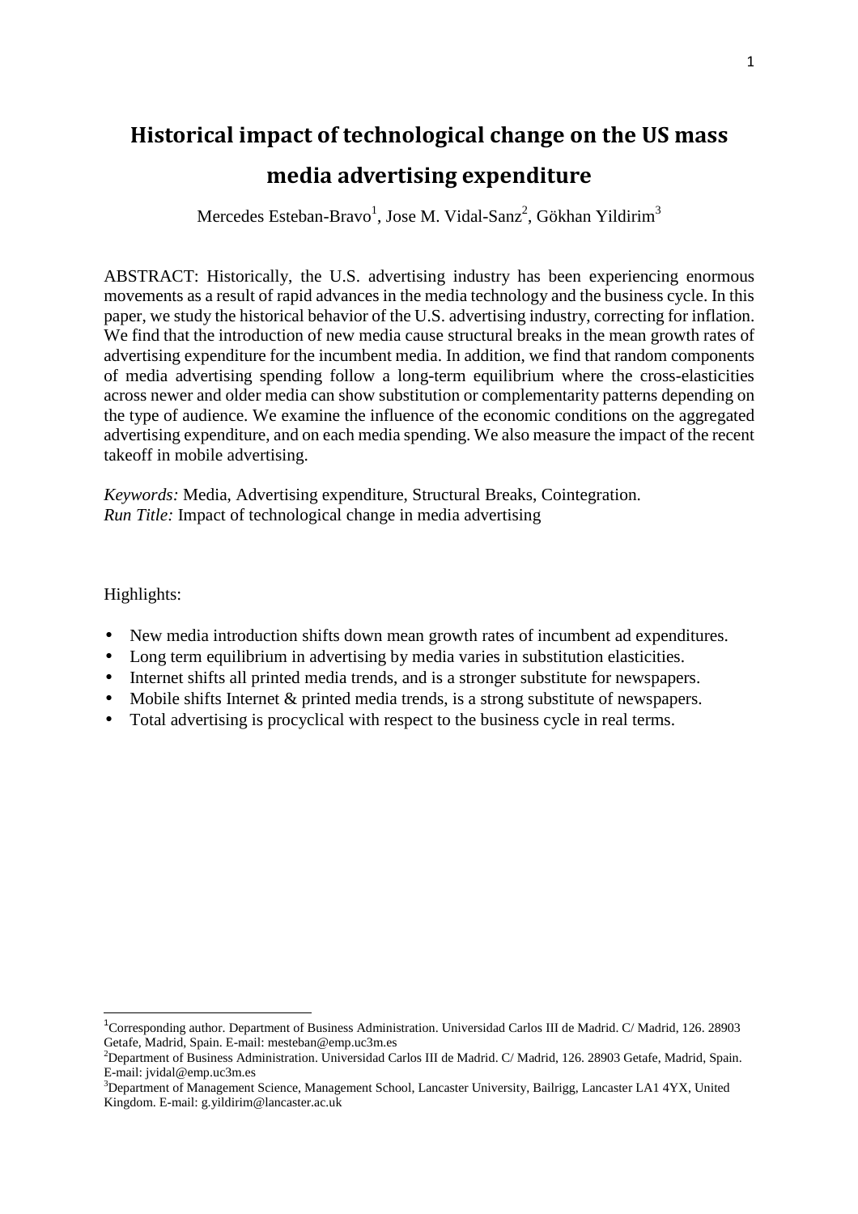# Historical impact of technological change on the US mass media advertising expenditure

Mercedes Esteban-Bravo[1], Jose M. Vidal-Sanz[2], Gökhan Yildirim[3]

ABSTRACT: Historically, the U.S. advertising industry has been experiencing enormous movements as a result of rapid advances in the media technology and the business cycle. In this paper, we study the historical behavior of the U.S. advertising industry, correcting for inflation. We find that the introduction of new media cause structural breaks in the mean growth rates of advertising expenditure for the incumbent media. In addition, we find that random components of media advertising spending follow a long-term equilibrium where the cross-elasticities across newer and older media can show substitution or complementarity patterns depending on the type of audience. We examine the influence of the economic conditions on the aggregated advertising expenditure, and on each media spending. We also measure the impact of the recent takeoff in mobile advertising.

*Keywords:* Media, Advertising expenditure, Structural Breaks, Cointegration.
*Run Title:* Impact of technological change in media advertising

Highlights:

- New media introduction shifts down mean growth rates of incumbent ad expenditures.
- Long term equilibrium in advertising by media varies in substitution elasticities.
- Internet shifts all printed media trends, and is a stronger substitute for newspapers.
- Mobile shifts Internet & printed media trends, is a strong substitute of newspapers.
- Total advertising is procyclical with respect to the business cycle in real terms.

---

[1] Corresponding author. Department of Business Administration. Universidad Carlos III de Madrid. C/ Madrid, 126. 28903 Getafe, Madrid, Spain. E-mail: mesteban@emp.uc3m.es

[2] Department of Business Administration. Universidad Carlos III de Madrid. C/ Madrid, 126. 28903 Getafe, Madrid, Spain. E-mail: jvidal@emp.uc3m.es

[3] Department of Management Science, Management School, Lancaster University, Bailrigg, Lancaster LA1 4YX, United Kingdom. E-mail: g.yildirim@lancaster.ac.uk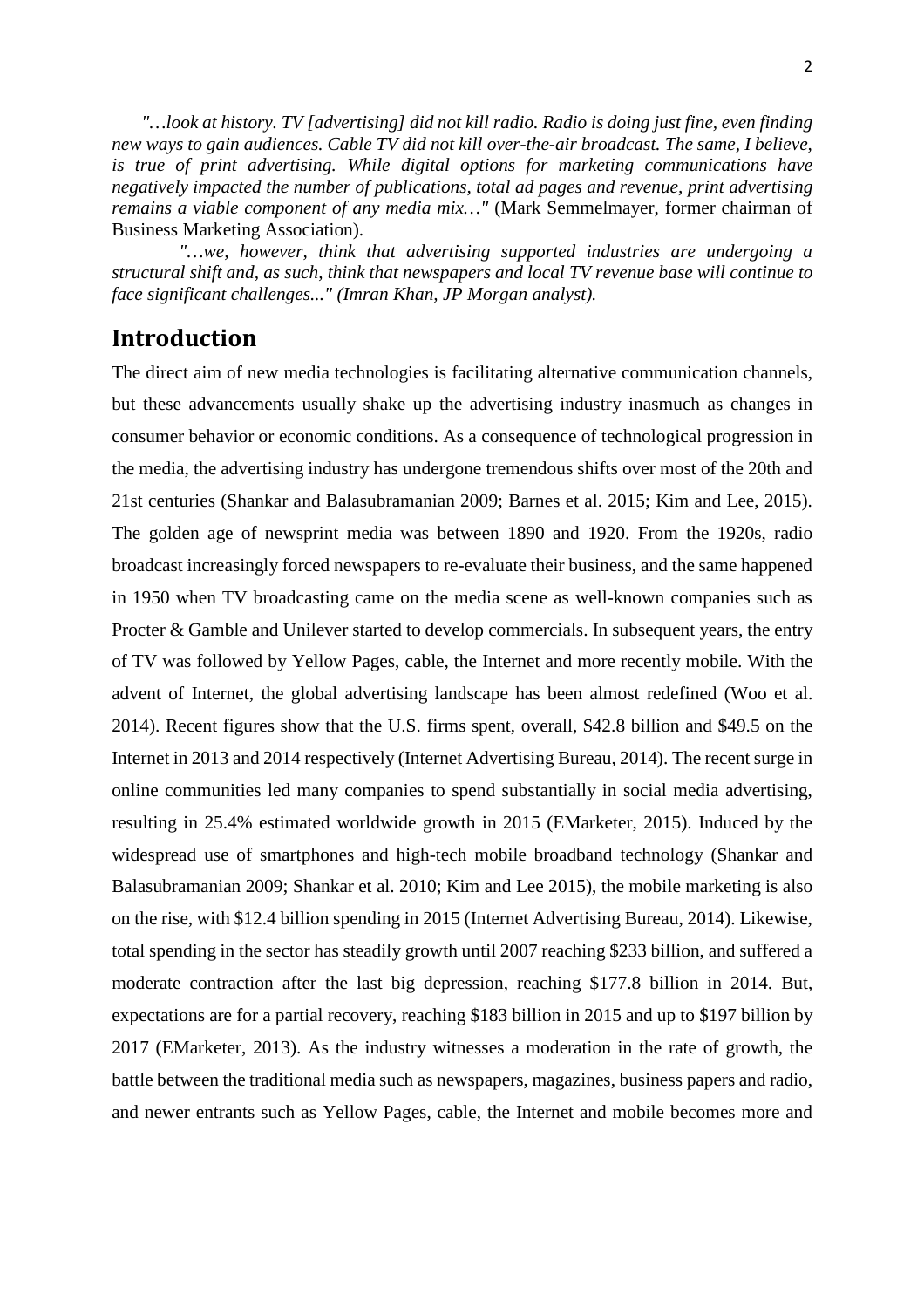*"…look at history. TV [advertising] did not kill radio. Radio is doing just fine, even finding new ways to gain audiences. Cable TV did not kill over-the-air broadcast. The same, I believe, is true of print advertising. While digital options for marketing communications have negatively impacted the number of publications, total ad pages and revenue, print advertising remains a viable component of any media mix…"* (Mark Semmelmayer, former chairman of Business Marketing Association).

*"…we, however, think that advertising supported industries are undergoing a structural shift and, as such, think that newspapers and local TV revenue base will continue to face significant challenges..." (Imran Khan, JP Morgan analyst).*

## Introduction

The direct aim of new media technologies is facilitating alternative communication channels, but these advancements usually shake up the advertising industry inasmuch as changes in consumer behavior or economic conditions. As a consequence of technological progression in the media, the advertising industry has undergone tremendous shifts over most of the 20th and 21st centuries (Shankar and Balasubramanian 2009; Barnes et al. 2015; Kim and Lee, 2015). The golden age of newsprint media was between 1890 and 1920. From the 1920s, radio broadcast increasingly forced newspapers to re-evaluate their business, and the same happened in 1950 when TV broadcasting came on the media scene as well-known companies such as Procter & Gamble and Unilever started to develop commercials. In subsequent years, the entry of TV was followed by Yellow Pages, cable, the Internet and more recently mobile. With the advent of Internet, the global advertising landscape has been almost redefined (Woo et al. 2014). Recent figures show that the U.S. firms spent, overall, $42.8 billion and $49.5 on the Internet in 2013 and 2014 respectively (Internet Advertising Bureau, 2014). The recent surge in online communities led many companies to spend substantially in social media advertising, resulting in 25.4% estimated worldwide growth in 2015 (EMarketer, 2015). Induced by the widespread use of smartphones and high-tech mobile broadband technology (Shankar and Balasubramanian 2009; Shankar et al. 2010; Kim and Lee 2015), the mobile marketing is also on the rise, with $12.4 billion spending in 2015 (Internet Advertising Bureau, 2014). Likewise, total spending in the sector has steadily growth until 2007 reaching $233 billion, and suffered a moderate contraction after the last big depression, reaching $177.8 billion in 2014. But, expectations are for a partial recovery, reaching $183 billion in 2015 and up to $197 billion by 2017 (EMarketer, 2013). As the industry witnesses a moderation in the rate of growth, the battle between the traditional media such as newspapers, magazines, business papers and radio, and newer entrants such as Yellow Pages, cable, the Internet and mobile becomes more and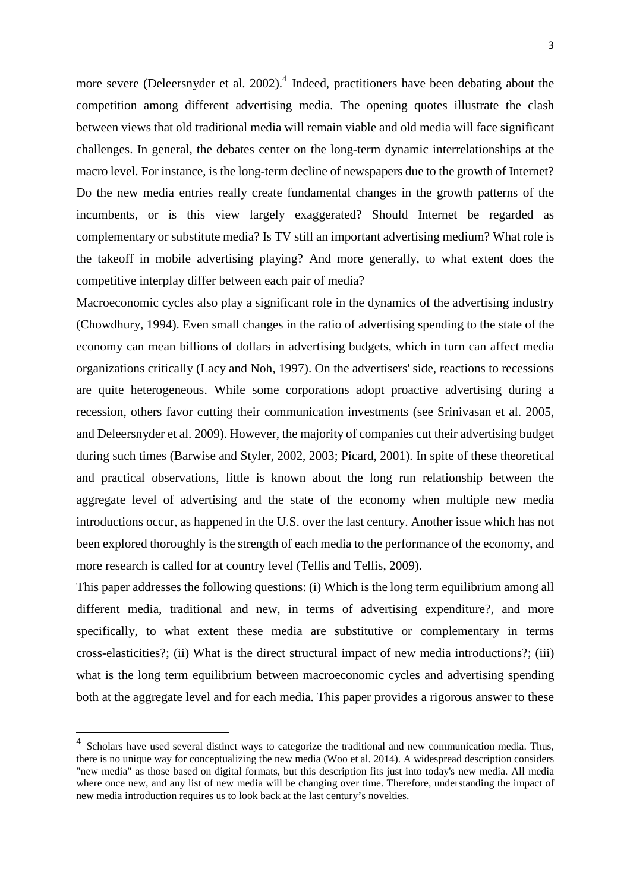more severe (Deleersnyder et al. 2002).[4] Indeed, practitioners have been debating about the competition among different advertising media. The opening quotes illustrate the clash between views that old traditional media will remain viable and old media will face significant challenges. In general, the debates center on the long-term dynamic interrelationships at the macro level. For instance, is the long-term decline of newspapers due to the growth of Internet? Do the new media entries really create fundamental changes in the growth patterns of the incumbents, or is this view largely exaggerated? Should Internet be regarded as complementary or substitute media? Is TV still an important advertising medium? What role is the takeoff in mobile advertising playing? And more generally, to what extent does the competitive interplay differ between each pair of media?

Macroeconomic cycles also play a significant role in the dynamics of the advertising industry (Chowdhury, 1994). Even small changes in the ratio of advertising spending to the state of the economy can mean billions of dollars in advertising budgets, which in turn can affect media organizations critically (Lacy and Noh, 1997). On the advertisers' side, reactions to recessions are quite heterogeneous. While some corporations adopt proactive advertising during a recession, others favor cutting their communication investments (see Srinivasan et al. 2005, and Deleersnyder et al. 2009). However, the majority of companies cut their advertising budget during such times (Barwise and Styler, 2002, 2003; Picard, 2001). In spite of these theoretical and practical observations, little is known about the long run relationship between the aggregate level of advertising and the state of the economy when multiple new media introductions occur, as happened in the U.S. over the last century. Another issue which has not been explored thoroughly is the strength of each media to the performance of the economy, and more research is called for at country level (Tellis and Tellis, 2009).

This paper addresses the following questions: (i) Which is the long term equilibrium among all different media, traditional and new, in terms of advertising expenditure?, and more specifically, to what extent these media are substitutive or complementary in terms cross-elasticities?; (ii) What is the direct structural impact of new media introductions?; (iii) what is the long term equilibrium between macroeconomic cycles and advertising spending both at the aggregate level and for each media. This paper provides a rigorous answer to these

[4] Scholars have used several distinct ways to categorize the traditional and new communication media. Thus, there is no unique way for conceptualizing the new media (Woo et al. 2014). A widespread description considers "new media" as those based on digital formats, but this description fits just into today's new media. All media where once new, and any list of new media will be changing over time. Therefore, understanding the impact of new media introduction requires us to look back at the last century's novelties.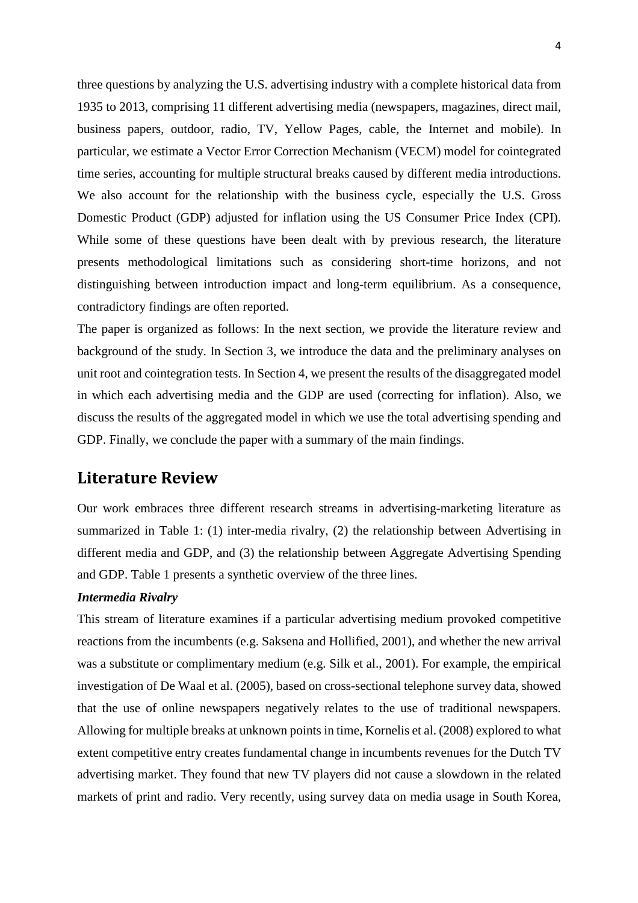three questions by analyzing the U.S. advertising industry with a complete historical data from 1935 to 2013, comprising 11 different advertising media (newspapers, magazines, direct mail, business papers, outdoor, radio, TV, Yellow Pages, cable, the Internet and mobile). In particular, we estimate a Vector Error Correction Mechanism (VECM) model for cointegrated time series, accounting for multiple structural breaks caused by different media introductions. We also account for the relationship with the business cycle, especially the U.S. Gross Domestic Product (GDP) adjusted for inflation using the US Consumer Price Index (CPI). While some of these questions have been dealt with by previous research, the literature presents methodological limitations such as considering short-time horizons, and not distinguishing between introduction impact and long-term equilibrium. As a consequence, contradictory findings are often reported.

The paper is organized as follows: In the next section, we provide the literature review and background of the study. In Section 3, we introduce the data and the preliminary analyses on unit root and cointegration tests. In Section 4, we present the results of the disaggregated model in which each advertising media and the GDP are used (correcting for inflation). Also, we discuss the results of the aggregated model in which we use the total advertising spending and GDP. Finally, we conclude the paper with a summary of the main findings.

## Literature Review

Our work embraces three different research streams in advertising-marketing literature as summarized in Table 1: (1) inter-media rivalry, (2) the relationship between Advertising in different media and GDP, and (3) the relationship between Aggregate Advertising Spending and GDP. Table 1 presents a synthetic overview of the three lines.

***Intermedia Rivalry***

This stream of literature examines if a particular advertising medium provoked competitive reactions from the incumbents (e.g. Saksena and Hollified, 2001), and whether the new arrival was a substitute or complimentary medium (e.g. Silk et al., 2001). For example, the empirical investigation of De Waal et al. (2005), based on cross-sectional telephone survey data, showed that the use of online newspapers negatively relates to the use of traditional newspapers. Allowing for multiple breaks at unknown points in time, Kornelis et al. (2008) explored to what extent competitive entry creates fundamental change in incumbents revenues for the Dutch TV advertising market. They found that new TV players did not cause a slowdown in the related markets of print and radio. Very recently, using survey data on media usage in South Korea,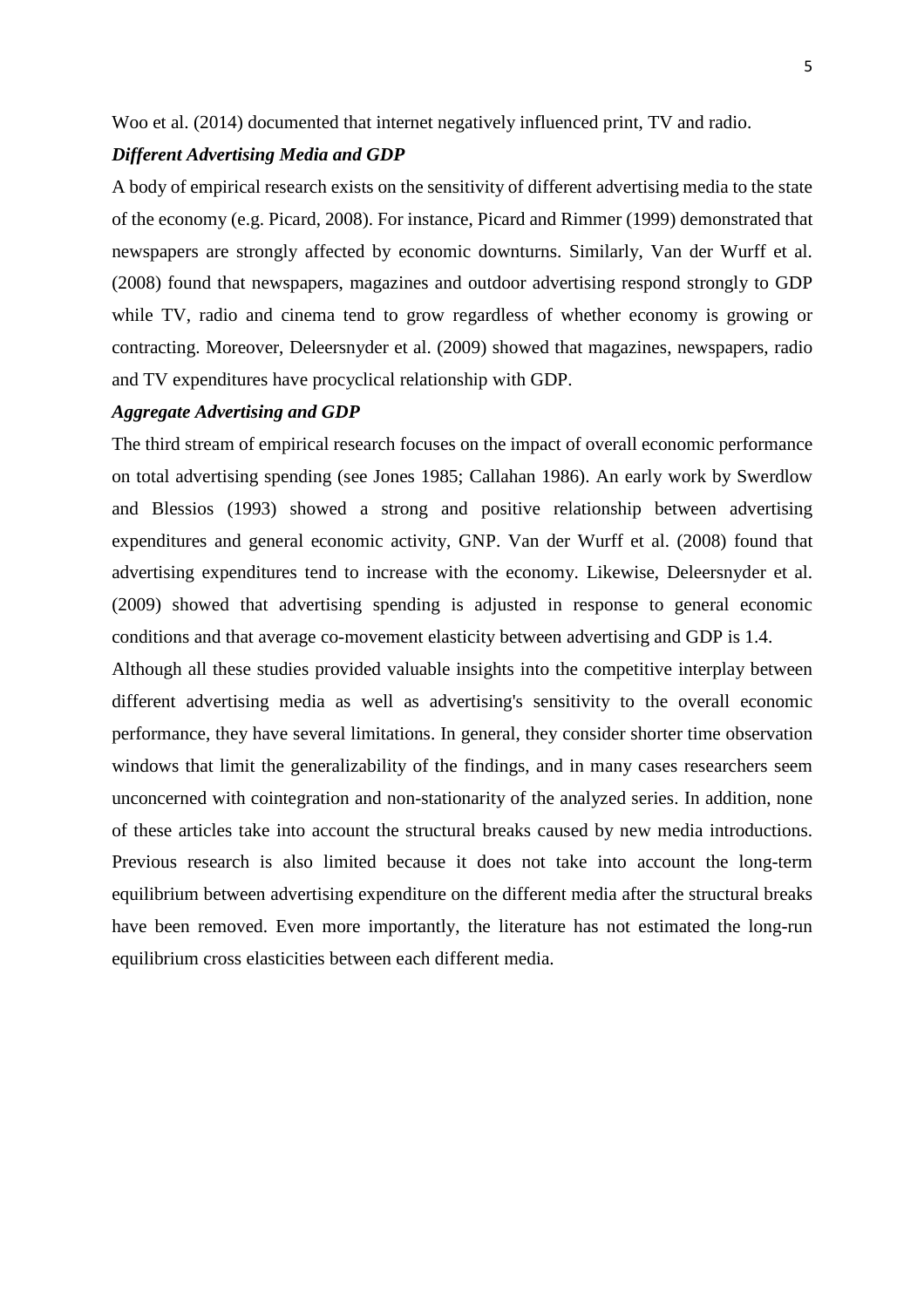Woo et al. (2014) documented that internet negatively influenced print, TV and radio.

***Different Advertising Media and GDP***

A body of empirical research exists on the sensitivity of different advertising media to the state of the economy (e.g. Picard, 2008). For instance, Picard and Rimmer (1999) demonstrated that newspapers are strongly affected by economic downturns. Similarly, Van der Wurff et al. (2008) found that newspapers, magazines and outdoor advertising respond strongly to GDP while TV, radio and cinema tend to grow regardless of whether economy is growing or contracting. Moreover, Deleersnyder et al. (2009) showed that magazines, newspapers, radio and TV expenditures have procyclical relationship with GDP.

***Aggregate Advertising and GDP***

The third stream of empirical research focuses on the impact of overall economic performance on total advertising spending (see Jones 1985; Callahan 1986). An early work by Swerdlow and Blessios (1993) showed a strong and positive relationship between advertising expenditures and general economic activity, GNP. Van der Wurff et al. (2008) found that advertising expenditures tend to increase with the economy. Likewise, Deleersnyder et al. (2009) showed that advertising spending is adjusted in response to general economic conditions and that average co-movement elasticity between advertising and GDP is 1.4.

Although all these studies provided valuable insights into the competitive interplay between different advertising media as well as advertising's sensitivity to the overall economic performance, they have several limitations. In general, they consider shorter time observation windows that limit the generalizability of the findings, and in many cases researchers seem unconcerned with cointegration and non-stationarity of the analyzed series. In addition, none of these articles take into account the structural breaks caused by new media introductions. Previous research is also limited because it does not take into account the long-term equilibrium between advertising expenditure on the different media after the structural breaks have been removed. Even more importantly, the literature has not estimated the long-run equilibrium cross elasticities between each different media.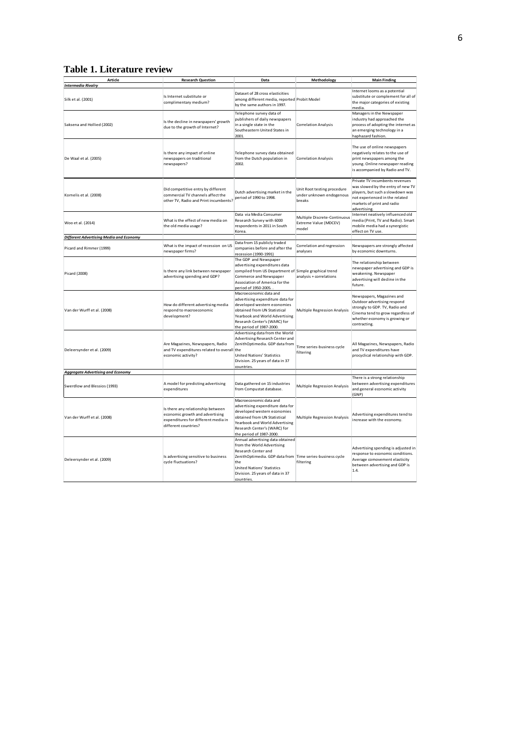# Table 1. Literature review

| Article | Research Question | Data | Methodology | Main Finding |
|---|---|---|---|---|
| ***Intermedia Rivalry*** | | | | |
| Silk et al. (2001) | Is Internet substitute or complimentary medium? | Dataset of 28 cross elasticities among different media, reported by the same authors in 1997. | Probit Model | Internet looms as a potential substitute or complement for all of the major categories of existing media. |
| Saksena and Hollied (2002) | Is the decline in newspapers' growth due to the growth of Internet? | Telephone survey data of publishers of daily newspapers in a single state in the Southeastern United States in 2001. | Correlation Analysis | Managers in the Newspaper industry had approached the process of adopting the internet as an emerging technology in a haphazard fashion. |
| De Waal et al. (2005) | Is there any impact of online newspapers on traditional newspapers? | Telephone survey data obtained from the Dutch population in 2002. | Correlation Analysis | The use of online newspapers negatively relates to the use of print newspapers among the young. Online newspaper reading is accompanied by Radio and TV. |
| Kornelis et al. (2008) | Did competitive entry by different commercial TV channels affect the other TV, Radio and Print incumbents? | Dutch advertising market in the period of 1990 to 1998. | Unit Root testing procedure under unknown endogenous breaks | Private TV incumbents revenues was slowed by the entry of new TV players, but such a slowdown was not experienced in the related markets of print and radio advertising. |
| Woo et al. (2014) | What is the effect of new media on the old media usage? | Data via Media Consumer Research Survey with 6000 respondents in 2011 in South Korea. | Multiple Discrete-Continuous Extreme Value (MDCEV) model | Internet neatively influenced old media (Print, TV and Radio). Smart mobile media had a synergistic effect on TV use. |
| ***Different Advertising Media and Economy*** | | | | |
| Picard and Rimmer (1999) | What is the impact of recession on US newspaper firms? | Data from 15 publicly traded companies before and after the recession (1990-1991) | Correlation and regression analyses | Newspapers are strongly affected by economic downturns. |
| Picard (2008) | Is there any link between newspaper advertising spending and GDP? | The GDP and Newspaper advertising expenditures data compiled from US Department of Commerce and Newspaper Association of America for the period of 1950-2005. . | Simple graphical trend analysis + correlations | The relationship between newspaper advertising and GDP is weakening. Newspaper advertising will decline in the future. |
| Van der Wurff et al. (2008) | How do different advertising media respond to macroeconomic development? | Macroeconomic data and advertising expenditure data for developed western economies obtained from UN Statistical Yearbook and World Advertising Research Center's (WARC) for the period of 1987-2000. | Multiple Regression Analysis | Newspapers, Magazines and Outdoor advertising respond strongly to GDP. TV, Radio and Cinema tend to grow regardless of whether economy is growing or contracting. |
| Deleersynder et al. (2009) | Are Magazines, Newspapers, Radio and TV expenditures related to overall economic activity? | Advertising data from the World Advertising Research Center and ZenithOptimedia. GDP data from the United Nations' Statistics Division. 25 years of data in 37 countries. | Time series-business cycle filtering | All Magazines, Newspapers, Radio and TV expenditures have procyclical relationship with GDP. |
| ***Aggregate Advertising and Economy*** | | | | |
| Swerdlow and Blessios (1993) | A model for predicting advertising expenditures | Data gathered on 15 industries from Compustat database. | Multiple Regression Analysis | There is a strong relationship between advertising expenditures and general economic activity (GNP) |
| Van der Wurff et al. (2008) | Is there any relationship between economic growth and advertising expenditures for different media in different countries? | Macroeconomic data and advertising expenditure data for developed western economies obtained from UN Statistical Yearbook and World Advertising Research Center's (WARC) for the period of 1987-2000. | Multiple Regression Analysis | Advertising expenditures tend to increase with the economy. |
| Deleersynder et al. (2009) | Is advertising sensitive to business cycle fluctuations? | Annual advertising data obtained from the World Advertising Research Center and ZenithOptimedia. GDP data from the United Nations' Statistics Division. 25 years of data in 37 countries. | Time series-business cycle filtering | Advertising spending is adjusted in response to economic conditions. Average comovement elasticity between advertising and GDP is 1.4. |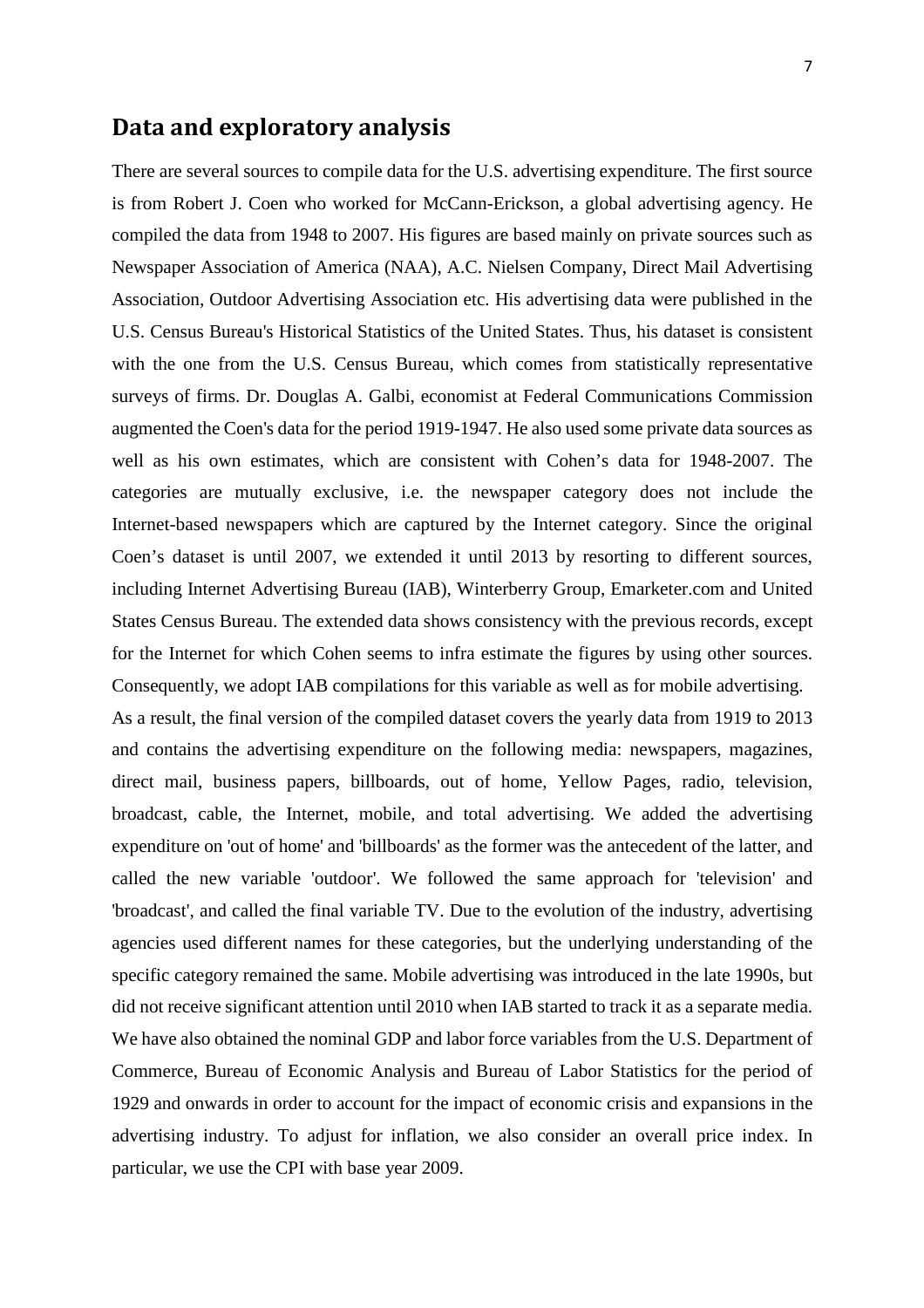## Data and exploratory analysis

There are several sources to compile data for the U.S. advertising expenditure. The first source is from Robert J. Coen who worked for McCann-Erickson, a global advertising agency. He compiled the data from 1948 to 2007. His figures are based mainly on private sources such as Newspaper Association of America (NAA), A.C. Nielsen Company, Direct Mail Advertising Association, Outdoor Advertising Association etc. His advertising data were published in the U.S. Census Bureau's Historical Statistics of the United States. Thus, his dataset is consistent with the one from the U.S. Census Bureau, which comes from statistically representative surveys of firms. Dr. Douglas A. Galbi, economist at Federal Communications Commission augmented the Coen's data for the period 1919-1947. He also used some private data sources as well as his own estimates, which are consistent with Cohen's data for 1948-2007. The categories are mutually exclusive, i.e. the newspaper category does not include the Internet-based newspapers which are captured by the Internet category. Since the original Coen's dataset is until 2007, we extended it until 2013 by resorting to different sources, including Internet Advertising Bureau (IAB), Winterberry Group, Emarketer.com and United States Census Bureau. The extended data shows consistency with the previous records, except for the Internet for which Cohen seems to infra estimate the figures by using other sources. Consequently, we adopt IAB compilations for this variable as well as for mobile advertising.

As a result, the final version of the compiled dataset covers the yearly data from 1919 to 2013 and contains the advertising expenditure on the following media: newspapers, magazines, direct mail, business papers, billboards, out of home, Yellow Pages, radio, television, broadcast, cable, the Internet, mobile, and total advertising. We added the advertising expenditure on 'out of home' and 'billboards' as the former was the antecedent of the latter, and called the new variable 'outdoor'. We followed the same approach for 'television' and 'broadcast', and called the final variable TV. Due to the evolution of the industry, advertising agencies used different names for these categories, but the underlying understanding of the specific category remained the same. Mobile advertising was introduced in the late 1990s, but did not receive significant attention until 2010 when IAB started to track it as a separate media. We have also obtained the nominal GDP and labor force variables from the U.S. Department of Commerce, Bureau of Economic Analysis and Bureau of Labor Statistics for the period of 1929 and onwards in order to account for the impact of economic crisis and expansions in the advertising industry. To adjust for inflation, we also consider an overall price index. In particular, we use the CPI with base year 2009.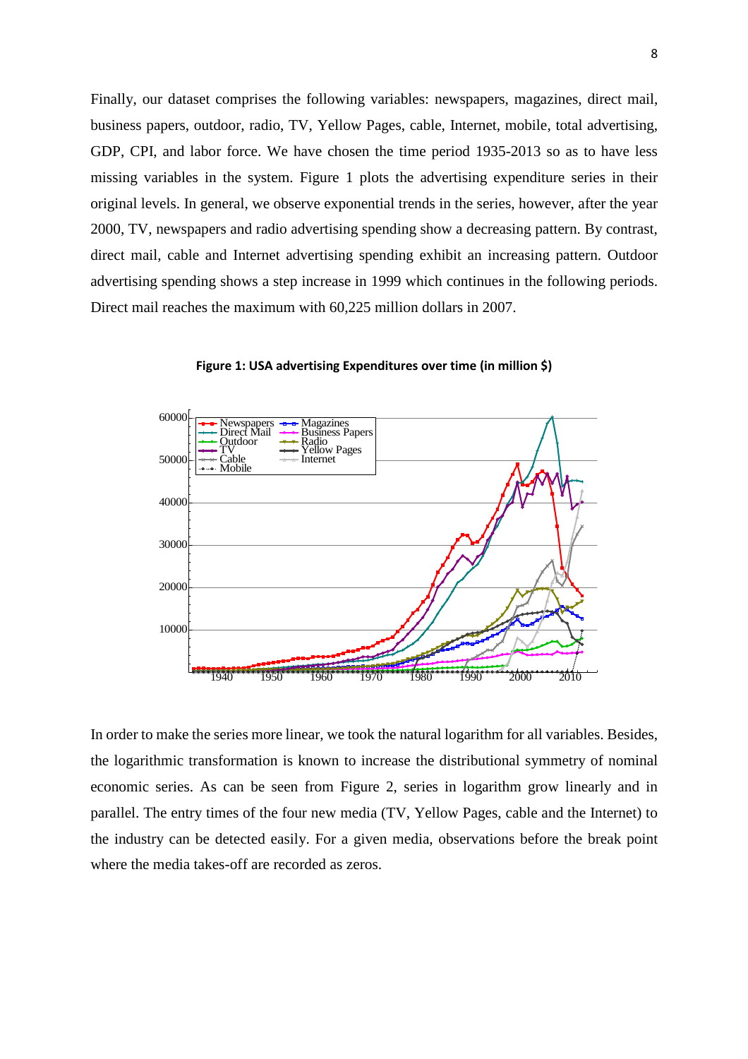Finally, our dataset comprises the following variables: newspapers, magazines, direct mail, business papers, outdoor, radio, TV, Yellow Pages, cable, Internet, mobile, total advertising, GDP, CPI, and labor force. We have chosen the time period 1935-2013 so as to have less missing variables in the system. Figure 1 plots the advertising expenditure series in their original levels. In general, we observe exponential trends in the series, however, after the year 2000, TV, newspapers and radio advertising spending show a decreasing pattern. By contrast, direct mail, cable and Internet advertising spending exhibit an increasing pattern. Outdoor advertising spending shows a step increase in 1999 which continues in the following periods. Direct mail reaches the maximum with 60,225 million dollars in 2007.

**Figure 1: USA advertising Expenditures over time (in million $)**

Newspapers
Magazines
Direct Mail
Business Papers
Outdoor
Radio
TV
Yellow Pages
Cable
Internet
Mobile

60000
50000
40000
30000
20000
10000

1940
1950
1960
1970
1980
1990
2000
2010

In order to make the series more linear, we took the natural logarithm for all variables. Besides, the logarithmic transformation is known to increase the distributional symmetry of nominal economic series. As can be seen from Figure 2, series in logarithm grow linearly and in parallel. The entry times of the four new media (TV, Yellow Pages, cable and the Internet) to the industry can be detected easily. For a given media, observations before the break point where the media takes-off are recorded as zeros.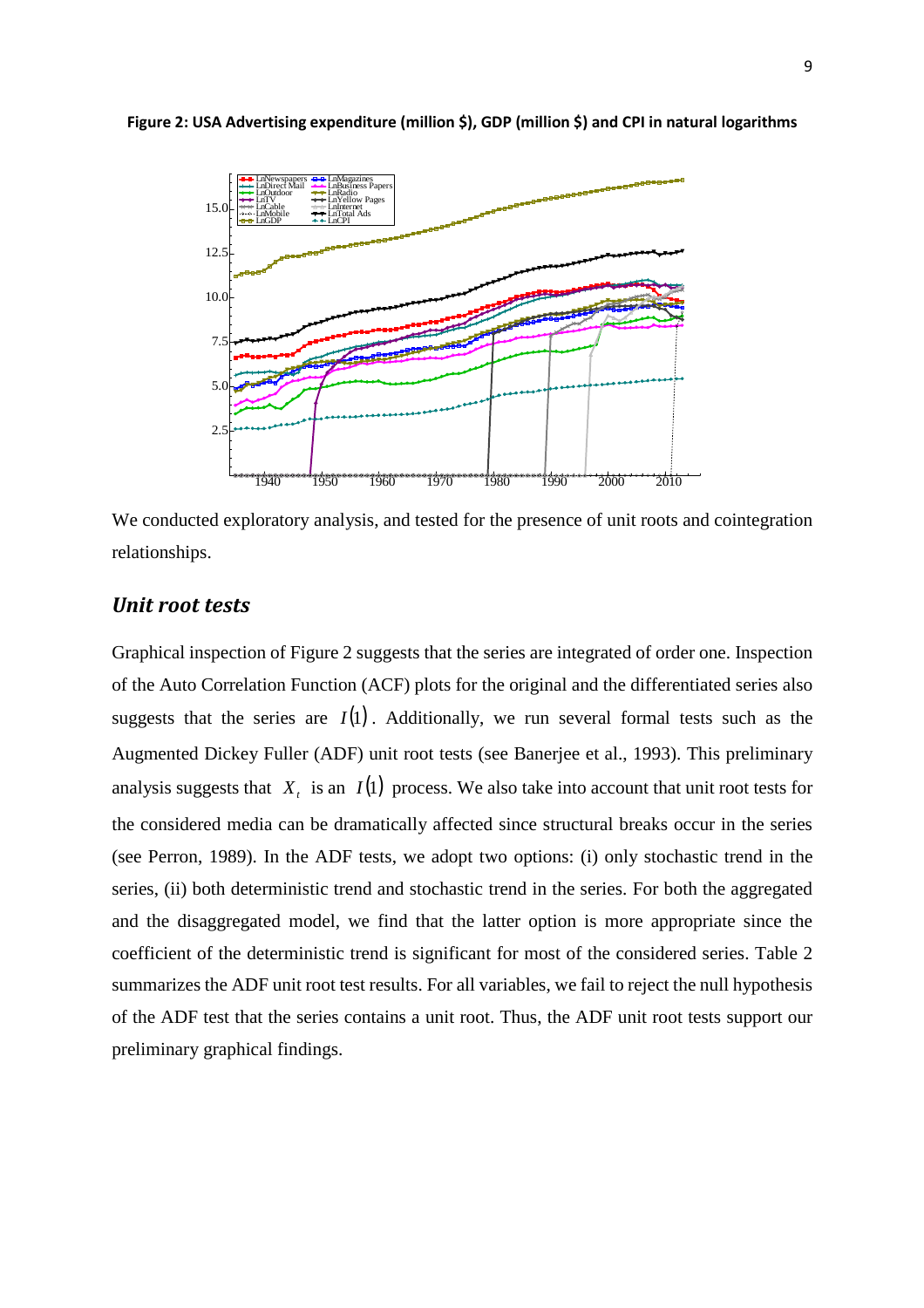**Figure 2: USA Advertising expenditure (million $), GDP (million $) and CPI in natural logarithms**

LnNewspapers
LnMagazines
LnDirect Mail
LnBusiness Papers
LnOutdoor
LnRadio
LnTV
LnYellow Pages
LnCable
LnInternet
LnMobile
LnTotal Ads
LnGDP
LnCPI

15.0
12.5
10.0
7.5
5.0
2.5

1940
1950
1960
1970
1980
1990
2000
2010

We conducted exploratory analysis, and tested for the presence of unit roots and cointegration relationships.

### *Unit root tests*

Graphical inspection of Figure 2 suggests that the series are integrated of order one. Inspection of the Auto Correlation Function (ACF) plots for the original and the differentiated series also suggests that the series are $I(1)$. Additionally, we run several formal tests such as the Augmented Dickey Fuller (ADF) unit root tests (see Banerjee et al., 1993). This preliminary analysis suggests that $X_t$ is an $I(1)$ process. We also take into account that unit root tests for the considered media can be dramatically affected since structural breaks occur in the series (see Perron, 1989). In the ADF tests, we adopt two options: (i) only stochastic trend in the series, (ii) both deterministic trend and stochastic trend in the series. For both the aggregated and the disaggregated model, we find that the latter option is more appropriate since the coefficient of the deterministic trend is significant for most of the considered series. Table 2 summarizes the ADF unit root test results. For all variables, we fail to reject the null hypothesis of the ADF test that the series contains a unit root. Thus, the ADF unit root tests support our preliminary graphical findings.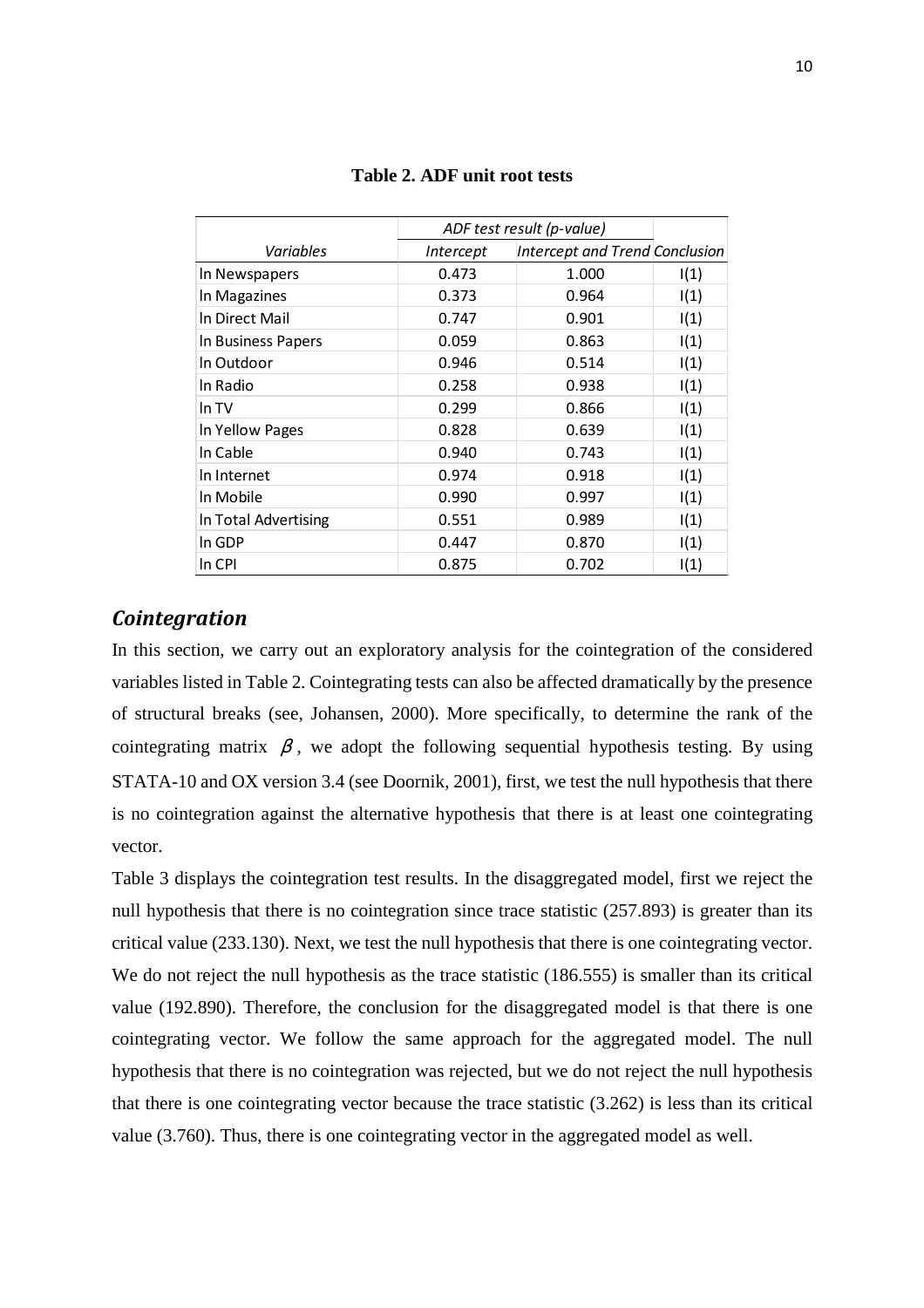**Table 2. ADF unit root tests**

| | ADF test result (p-value) | | |
|---|---|---|---|
| *Variables* | *Intercept* | *Intercept and Trend* | *Conclusion* |
| ln Newspapers | 0.473 | 1.000 | I(1) |
| ln Magazines | 0.373 | 0.964 | I(1) |
| ln Direct Mail | 0.747 | 0.901 | I(1) |
| ln Business Papers | 0.059 | 0.863 | I(1) |
| ln Outdoor | 0.946 | 0.514 | I(1) |
| ln Radio | 0.258 | 0.938 | I(1) |
| ln TV | 0.299 | 0.866 | I(1) |
| ln Yellow Pages | 0.828 | 0.639 | I(1) |
| ln Cable | 0.940 | 0.743 | I(1) |
| ln Internet | 0.974 | 0.918 | I(1) |
| ln Mobile | 0.990 | 0.997 | I(1) |
| ln Total Advertising | 0.551 | 0.989 | I(1) |
| ln GDP | 0.447 | 0.870 | I(1) |
| ln CPI | 0.875 | 0.702 | I(1) |

## *Cointegration*

In this section, we carry out an exploratory analysis for the cointegration of the considered variables listed in Table 2. Cointegrating tests can also be affected dramatically by the presence of structural breaks (see, Johansen, 2000). More specifically, to determine the rank of the cointegrating matrix $\beta$, we adopt the following sequential hypothesis testing. By using STATA-10 and OX version 3.4 (see Doornik, 2001), first, we test the null hypothesis that there is no cointegration against the alternative hypothesis that there is at least one cointegrating vector.

Table 3 displays the cointegration test results. In the disaggregated model, first we reject the null hypothesis that there is no cointegration since trace statistic (257.893) is greater than its critical value (233.130). Next, we test the null hypothesis that there is one cointegrating vector. We do not reject the null hypothesis as the trace statistic (186.555) is smaller than its critical value (192.890). Therefore, the conclusion for the disaggregated model is that there is one cointegrating vector. We follow the same approach for the aggregated model. The null hypothesis that there is no cointegration was rejected, but we do not reject the null hypothesis that there is one cointegrating vector because the trace statistic (3.262) is less than its critical value (3.760). Thus, there is one cointegrating vector in the aggregated model as well.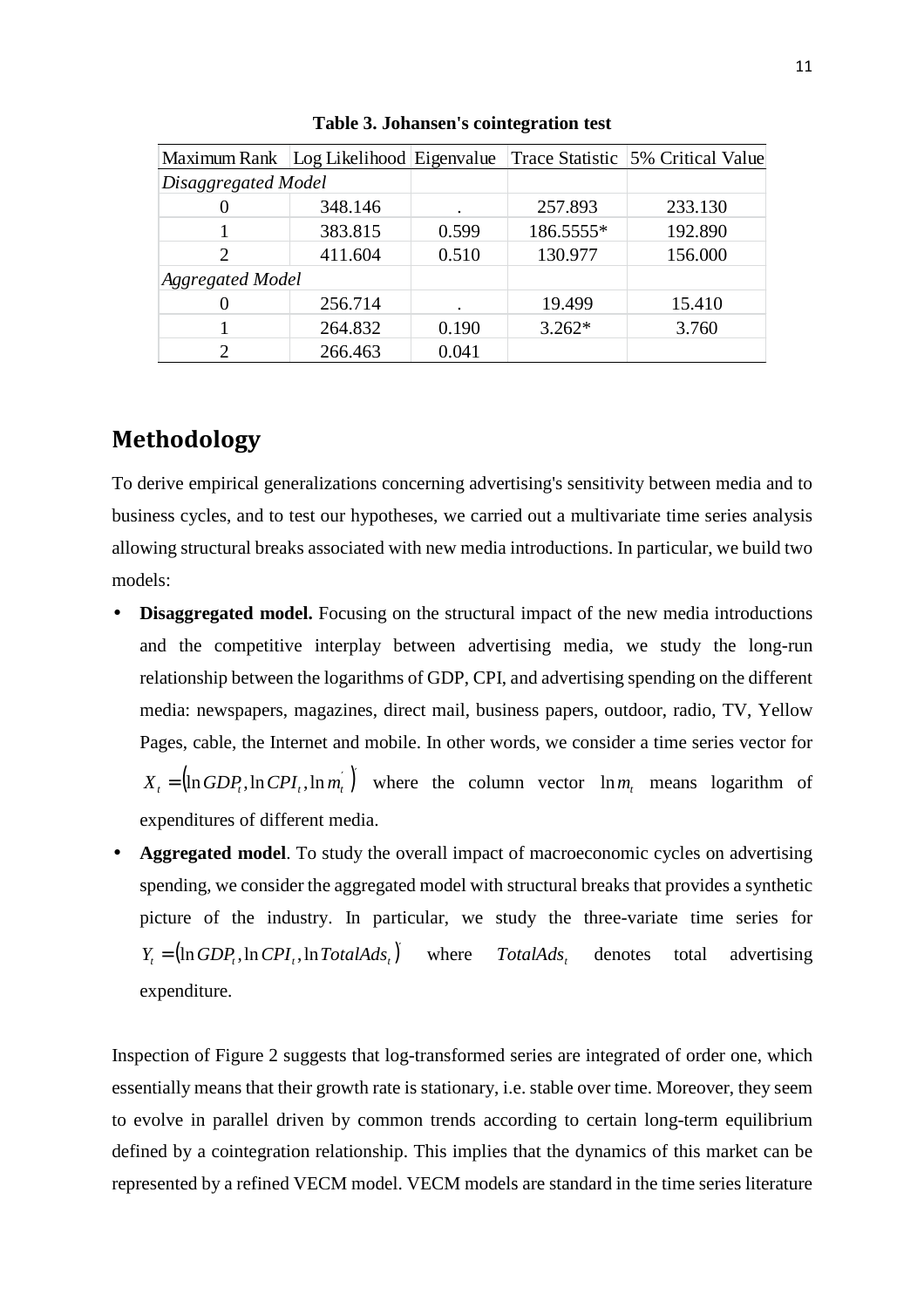**Table 3. Johansen's cointegration test**

| Maximum Rank | Log Likelihood | Eigenvalue | Trace Statistic | 5% Critical Value |
|---|---|---|---|---|
| *Disaggregated Model* | | | | |
| 0 | 348.146 | . | 257.893 | 233.130 |
| 1 | 383.815 | 0.599 | 186.5555* | 192.890 |
| 2 | 411.604 | 0.510 | 130.977 | 156.000 |
| *Aggregated Model* | | | | |
| 0 | 256.714 | . | 19.499 | 15.410 |
| 1 | 264.832 | 0.190 | 3.262* | 3.760 |
| 2 | 266.463 | 0.041 | | |

## Methodology

To derive empirical generalizations concerning advertising's sensitivity between media and to business cycles, and to test our hypotheses, we carried out a multivariate time series analysis allowing structural breaks associated with new media introductions. In particular, we build two models:

- **Disaggregated model.** Focusing on the structural impact of the new media introductions and the competitive interplay between advertising media, we study the long-run relationship between the logarithms of GDP, CPI, and advertising spending on the different media: newspapers, magazines, direct mail, business papers, outdoor, radio, TV, Yellow Pages, cable, the Internet and mobile. In other words, we consider a time series vector for $X_t = \left(\ln GDP_t, \ln CPI_t, \ln m_t^{'}\right)^{'}$ where the column vector $\ln m_t$ means logarithm of expenditures of different media.
- **Aggregated model**. To study the overall impact of macroeconomic cycles on advertising spending, we consider the aggregated model with structural breaks that provides a synthetic picture of the industry. In particular, we study the three-variate time series for $Y_t = \left(\ln GDP_t, \ln CPI_t, \ln TotalAds_t\right)^{'}$ where $TotalAds_t$ denotes total advertising expenditure.

Inspection of Figure 2 suggests that log-transformed series are integrated of order one, which essentially means that their growth rate is stationary, i.e. stable over time. Moreover, they seem to evolve in parallel driven by common trends according to certain long-term equilibrium defined by a cointegration relationship. This implies that the dynamics of this market can be represented by a refined VECM model. VECM models are standard in the time series literature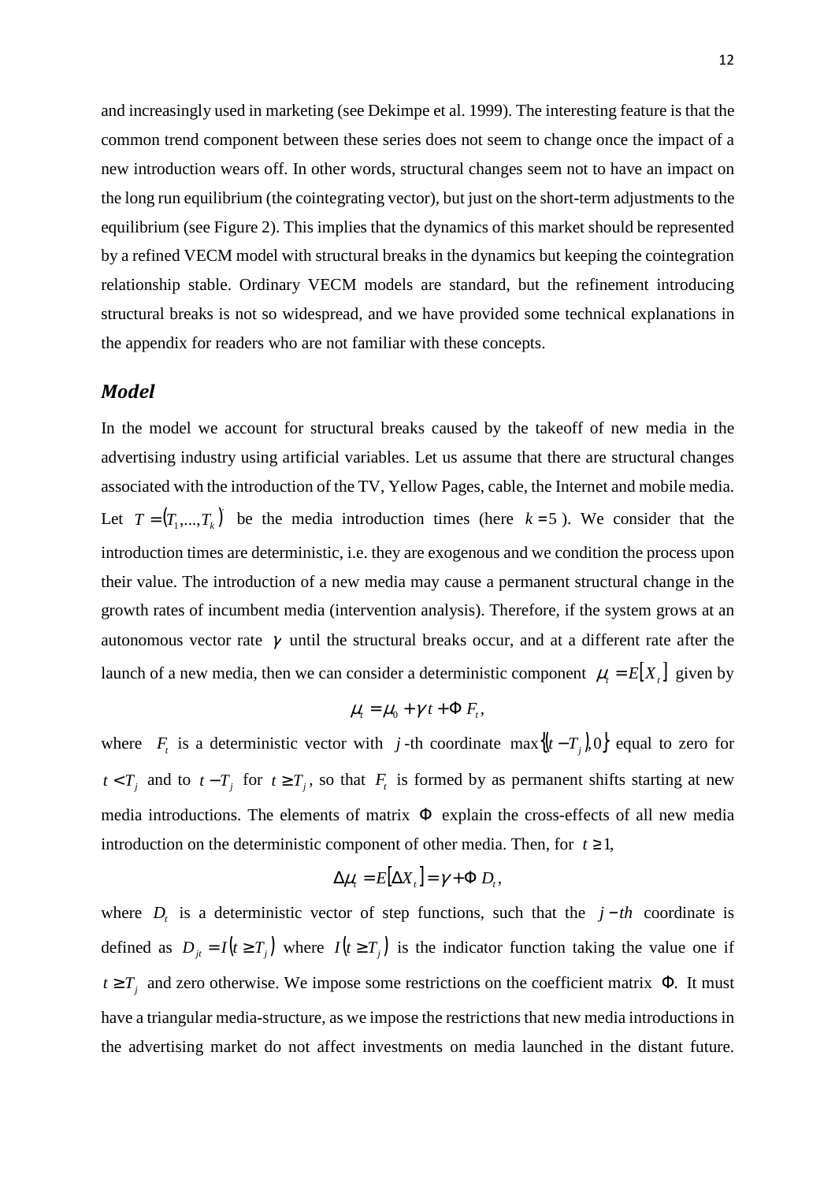and increasingly used in marketing (see Dekimpe et al. 1999). The interesting feature is that the common trend component between these series does not seem to change once the impact of a new introduction wears off. In other words, structural changes seem not to have an impact on the long run equilibrium (the cointegrating vector), but just on the short-term adjustments to the equilibrium (see Figure 2). This implies that the dynamics of this market should be represented by a refined VECM model with structural breaks in the dynamics but keeping the cointegration relationship stable. Ordinary VECM models are standard, but the refinement introducing structural breaks is not so widespread, and we have provided some technical explanations in the appendix for readers who are not familiar with these concepts.

### *Model*

In the model we account for structural breaks caused by the takeoff of new media in the advertising industry using artificial variables. Let us assume that there are structural changes associated with the introduction of the TV, Yellow Pages, cable, the Internet and mobile media. Let $T = (T_1,...,T_k)'$ be the media introduction times (here $k = 5$ ). We consider that the introduction times are deterministic, i.e. they are exogenous and we condition the process upon their value. The introduction of a new media may cause a permanent structural change in the growth rates of incumbent media (intervention analysis). Therefore, if the system grows at an autonomous vector rate $\gamma$ until the structural breaks occur, and at a different rate after the launch of a new media, then we can consider a deterministic component $\mu_t = E[X_t]$ given by

$$\mu_t = \mu_0 + \gamma\, t + \Phi\, F_t,$$

where $F_t$ is a deterministic vector with $j$-th coordinate $\max\{(t - T_j),0\}$ equal to zero for $t < T_j$ and to $t - T_j$ for $t \geq T_j$, so that $F_t$ is formed by as permanent shifts starting at new media introductions. The elements of matrix $\Phi$ explain the cross-effects of all new media introduction on the deterministic component of other media. Then, for $t \geq 1$,

$$\Delta\mu_t = E[\Delta X_t] = \gamma + \Phi\, D_t,$$

where $D_t$ is a deterministic vector of step functions, such that the $j-th$ coordinate is defined as $D_{jt} = I(t \geq T_j)$ where $I(t \geq T_j)$ is the indicator function taking the value one if $t \geq T_j$ and zero otherwise. We impose some restrictions on the coefficient matrix $\Phi$. It must have a triangular media-structure, as we impose the restrictions that new media introductions in the advertising market do not affect investments on media launched in the distant future.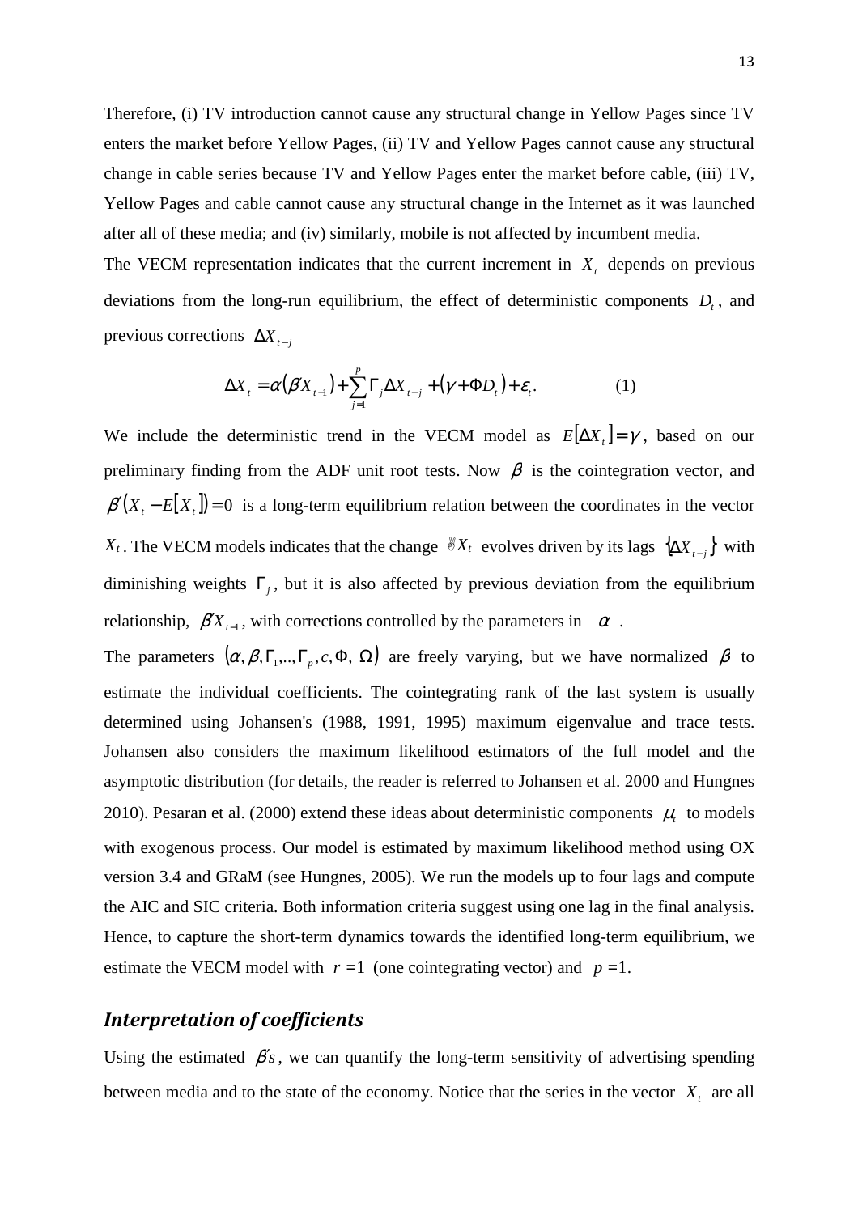Therefore, (i) TV introduction cannot cause any structural change in Yellow Pages since TV enters the market before Yellow Pages, (ii) TV and Yellow Pages cannot cause any structural change in cable series because TV and Yellow Pages enter the market before cable, (iii) TV, Yellow Pages and cable cannot cause any structural change in the Internet as it was launched after all of these media; and (iv) similarly, mobile is not affected by incumbent media.

The VECM representation indicates that the current increment in $X_t$ depends on previous deviations from the long-run equilibrium, the effect of deterministic components $D_t$, and previous corrections $\Delta X_{t-j}$

$$\Delta X_t = \alpha(\beta' X_{t-1}) + \sum_{j=1}^{p} \Gamma_j \Delta X_{t-j} + (\gamma + \Phi D_t) + \varepsilon_t. \qquad (1)$$

We include the deterministic trend in the VECM model as $E[\Delta X_t] = \gamma$, based on our preliminary finding from the ADF unit root tests. Now $\beta$ is the cointegration vector, and $\beta'(X_t - E[X_t]) = 0$ is a long-term equilibrium relation between the coordinates in the vector $X_t$. The VECM models indicates that the change $\Delta X_t$ evolves driven by its lags $\{\Delta X_{t-j}\}$ with diminishing weights $\Gamma_j$, but it is also affected by previous deviation from the equilibrium relationship, $\beta' X_{t-1}$, with corrections controlled by the parameters in $\alpha$.

The parameters $(\alpha, \beta, \Gamma_1, .., \Gamma_p, c, \Phi, \Omega)$ are freely varying, but we have normalized $\beta$ to estimate the individual coefficients. The cointegrating rank of the last system is usually determined using Johansen's (1988, 1991, 1995) maximum eigenvalue and trace tests. Johansen also considers the maximum likelihood estimators of the full model and the asymptotic distribution (for details, the reader is referred to Johansen et al. 2000 and Hungnes 2010). Pesaran et al. (2000) extend these ideas about deterministic components $\mu_t$ to models with exogenous process. Our model is estimated by maximum likelihood method using OX version 3.4 and GRaM (see Hungnes, 2005). We run the models up to four lags and compute the AIC and SIC criteria. Both information criteria suggest using one lag in the final analysis. Hence, to capture the short-term dynamics towards the identified long-term equilibrium, we estimate the VECM model with $r = 1$ (one cointegrating vector) and $p = 1$.

## *Interpretation of coefficients*

Using the estimated $\beta' s$, we can quantify the long-term sensitivity of advertising spending between media and to the state of the economy. Notice that the series in the vector $X_t$ are all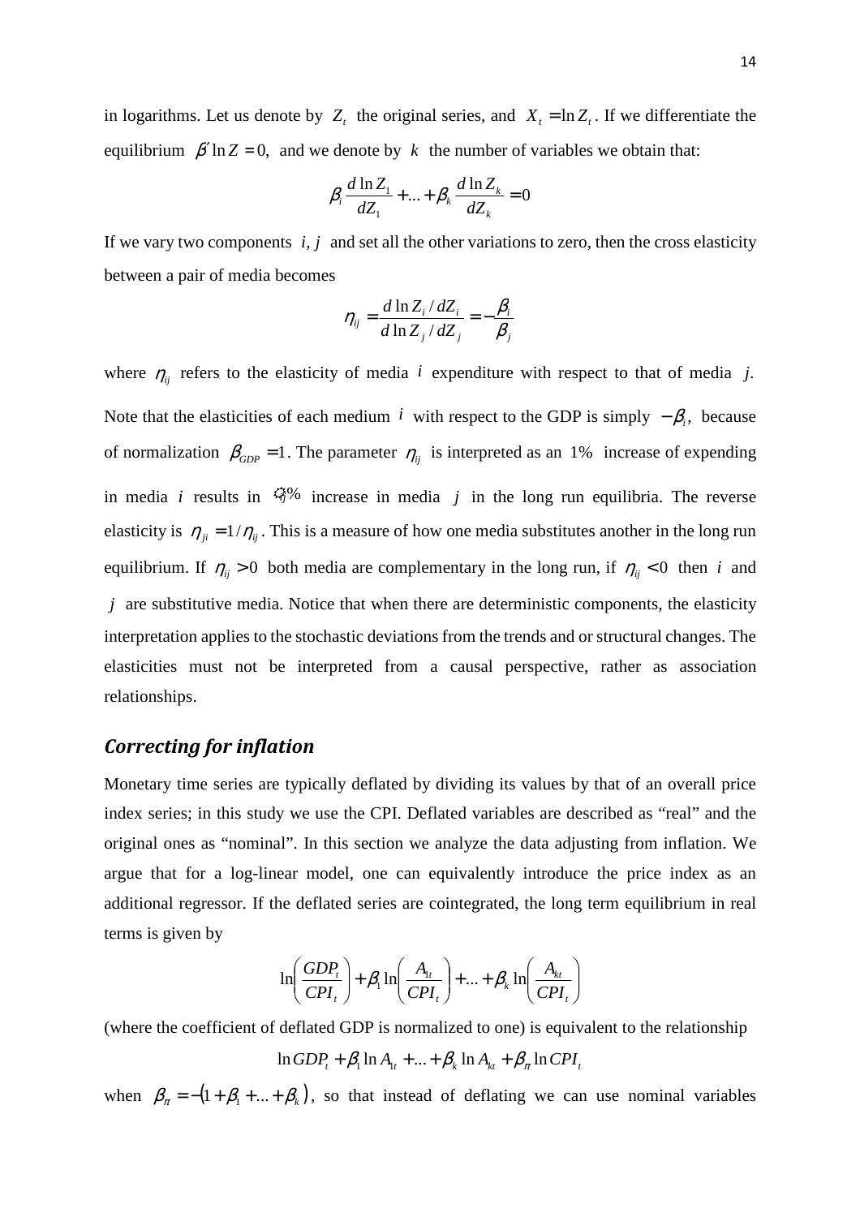in logarithms. Let us denote by $Z_t$ the original series, and $X_t = \ln Z_t$. If we differentiate the equilibrium $\beta' \ln Z = 0$, and we denote by $k$ the number of variables we obtain that:

$$\beta_i \frac{d \ln Z_1}{dZ_1} + \ldots + \beta_k \frac{d \ln Z_k}{dZ_k} = 0$$

If we vary two components $i, j$ and set all the other variations to zero, then the cross elasticity between a pair of media becomes

$$\eta_{ij} = \frac{d \ln Z_i / dZ_i}{d \ln Z_j / dZ_j} = -\frac{\beta_i}{\beta_j}$$

where $\eta_{ij}$ refers to the elasticity of media $i$ expenditure with respect to that of media $j$. Note that the elasticities of each medium $i$ with respect to the GDP is simply $-\beta_i$, because of normalization $\beta_{GDP} = 1$. The parameter $\eta_{ij}$ is interpreted as an 1% increase of expending in media $i$ results in $\eta_{ij}\%$ increase in media $j$ in the long run equilibria. The reverse elasticity is $\eta_{ji} = 1/\eta_{ij}$. This is a measure of how one media substitutes another in the long run equilibrium. If $\eta_{ij} > 0$ both media are complementary in the long run, if $\eta_{ij} < 0$ then $i$ and $j$ are substitutive media. Notice that when there are deterministic components, the elasticity interpretation applies to the stochastic deviations from the trends and or structural changes. The elasticities must not be interpreted from a causal perspective, rather as association relationships.

## *Correcting for inflation*

Monetary time series are typically deflated by dividing its values by that of an overall price index series; in this study we use the CPI. Deflated variables are described as "real" and the original ones as "nominal". In this section we analyze the data adjusting from inflation. We argue that for a log-linear model, one can equivalently introduce the price index as an additional regressor. If the deflated series are cointegrated, the long term equilibrium in real terms is given by

$$\ln\left(\frac{GDP_t}{CPI_t}\right) + \beta_1 \ln\left(\frac{A_{1t}}{CPI_t}\right) + \ldots + \beta_k \ln\left(\frac{A_{kt}}{CPI_t}\right)$$

(where the coefficient of deflated GDP is normalized to one) is equivalent to the relationship

$$\ln GDP_t + \beta_1 \ln A_{1t} + \ldots + \beta_k \ln A_{kt} + \beta_\pi \ln CPI_t$$

when $\beta_\pi = -(1 + \beta_1 + \ldots + \beta_k)$, so that instead of deflating we can use nominal variables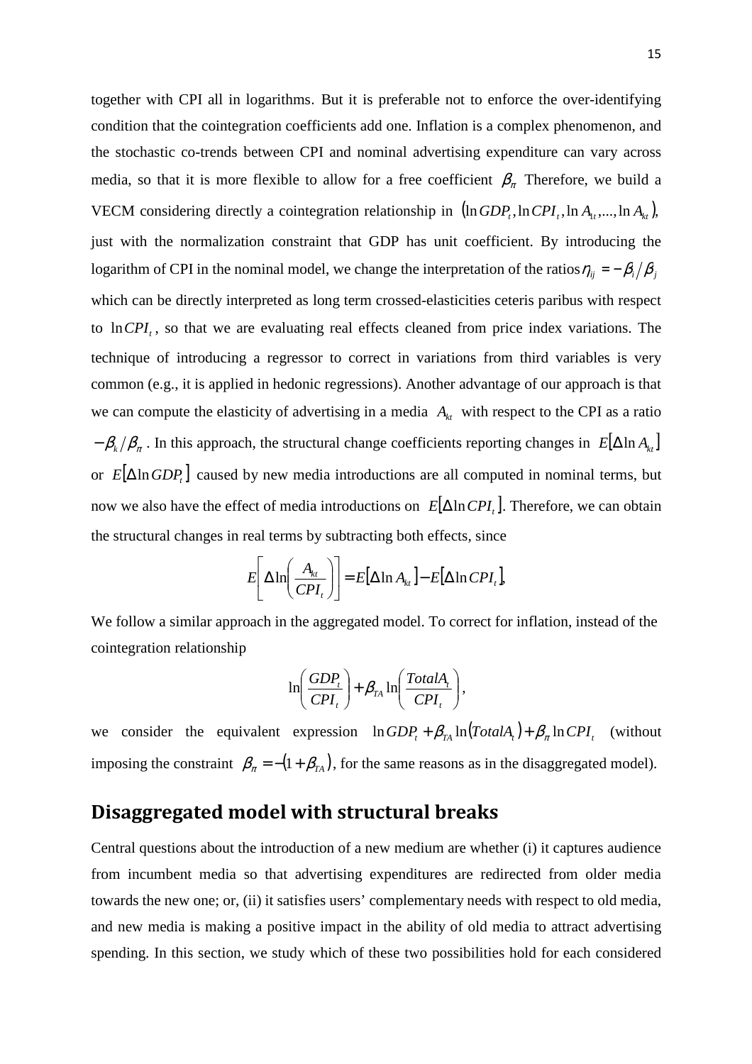together with CPI all in logarithms. But it is preferable not to enforce the over-identifying condition that the cointegration coefficients add one. Inflation is a complex phenomenon, and the stochastic co-trends between CPI and nominal advertising expenditure can vary across media, so that it is more flexible to allow for a free coefficient $\beta_\pi$ Therefore, we build a VECM considering directly a cointegration relationship in $(\ln GDP_t, \ln CPI_t, \ln A_{1t}, ..., \ln A_{kt})$, just with the normalization constraint that GDP has unit coefficient. By introducing the logarithm of CPI in the nominal model, we change the interpretation of the ratios $\eta_{ij} = -\beta_i / \beta_j$ which can be directly interpreted as long term crossed-elasticities ceteris paribus with respect to $\ln CPI_t$, so that we are evaluating real effects cleaned from price index variations. The technique of introducing a regressor to correct in variations from third variables is very common (e.g., it is applied in hedonic regressions). Another advantage of our approach is that we can compute the elasticity of advertising in a media $A_{kt}$ with respect to the CPI as a ratio $-\beta_k / \beta_\pi$. In this approach, the structural change coefficients reporting changes in $E[\Delta \ln A_{kt}]$ or $E[\Delta \ln GDP_t]$ caused by new media introductions are all computed in nominal terms, but now we also have the effect of media introductions on $E[\Delta \ln CPI_t]$. Therefore, we can obtain the structural changes in real terms by subtracting both effects, since

$$E\left[\Delta \ln\left(\frac{A_{kt}}{CPI_t}\right)\right] = E[\Delta \ln A_{kt}] - E[\Delta \ln CPI_t],$$

We follow a similar approach in the aggregated model. To correct for inflation, instead of the cointegration relationship

$$\ln\left(\frac{GDP_t}{CPI_t}\right) + \beta_{TA} \ln\left(\frac{TotalA_t}{CPI_t}\right),$$

we consider the equivalent expression $\ln GDP_t + \beta_{TA} \ln(TotalA_t) + \beta_\pi \ln CPI_t$ (without imposing the constraint $\beta_\pi = -(1 + \beta_{TA})$, for the same reasons as in the disaggregated model).

## Disaggregated model with structural breaks

Central questions about the introduction of a new medium are whether (i) it captures audience from incumbent media so that advertising expenditures are redirected from older media towards the new one; or, (ii) it satisfies users' complementary needs with respect to old media, and new media is making a positive impact in the ability of old media to attract advertising spending. In this section, we study which of these two possibilities hold for each considered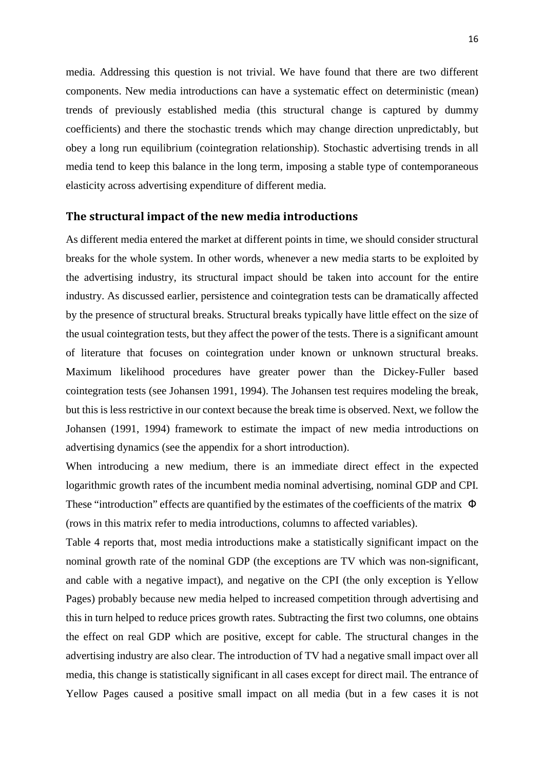media. Addressing this question is not trivial. We have found that there are two different components. New media introductions can have a systematic effect on deterministic (mean) trends of previously established media (this structural change is captured by dummy coefficients) and there the stochastic trends which may change direction unpredictably, but obey a long run equilibrium (cointegration relationship). Stochastic advertising trends in all media tend to keep this balance in the long term, imposing a stable type of contemporaneous elasticity across advertising expenditure of different media.

## The structural impact of the new media introductions

As different media entered the market at different points in time, we should consider structural breaks for the whole system. In other words, whenever a new media starts to be exploited by the advertising industry, its structural impact should be taken into account for the entire industry. As discussed earlier, persistence and cointegration tests can be dramatically affected by the presence of structural breaks. Structural breaks typically have little effect on the size of the usual cointegration tests, but they affect the power of the tests. There is a significant amount of literature that focuses on cointegration under known or unknown structural breaks. Maximum likelihood procedures have greater power than the Dickey-Fuller based cointegration tests (see Johansen 1991, 1994). The Johansen test requires modeling the break, but this is less restrictive in our context because the break time is observed. Next, we follow the Johansen (1991, 1994) framework to estimate the impact of new media introductions on advertising dynamics (see the appendix for a short introduction).

When introducing a new medium, there is an immediate direct effect in the expected logarithmic growth rates of the incumbent media nominal advertising, nominal GDP and CPI. These "introduction" effects are quantified by the estimates of the coefficients of the matrix $\Phi$ (rows in this matrix refer to media introductions, columns to affected variables).

Table 4 reports that, most media introductions make a statistically significant impact on the nominal growth rate of the nominal GDP (the exceptions are TV which was non-significant, and cable with a negative impact), and negative on the CPI (the only exception is Yellow Pages) probably because new media helped to increased competition through advertising and this in turn helped to reduce prices growth rates. Subtracting the first two columns, one obtains the effect on real GDP which are positive, except for cable. The structural changes in the advertising industry are also clear. The introduction of TV had a negative small impact over all media, this change is statistically significant in all cases except for direct mail. The entrance of Yellow Pages caused a positive small impact on all media (but in a few cases it is not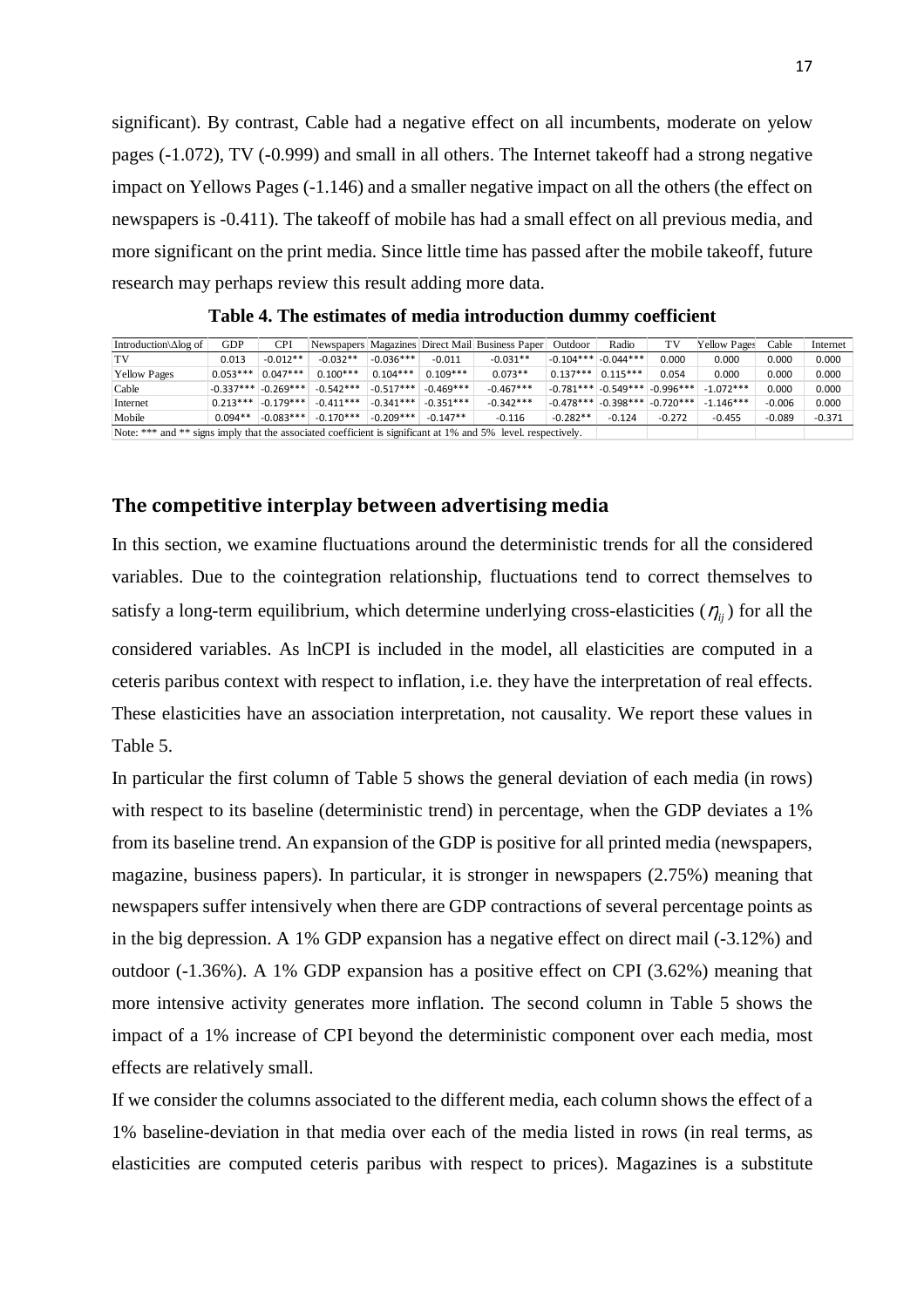significant). By contrast, Cable had a negative effect on all incumbents, moderate on yelow pages (-1.072), TV (-0.999) and small in all others. The Internet takeoff had a strong negative impact on Yellows Pages (-1.146) and a smaller negative impact on all the others (the effect on newspapers is -0.411). The takeoff of mobile has had a small effect on all previous media, and more significant on the print media. Since little time has passed after the mobile takeoff, future research may perhaps review this result adding more data.

**Table 4. The estimates of media introduction dummy coefficient**

| Introduction\Δlog of | GDP | CPI | Newspapers | Magazines | Direct Mail | Business Paper | Outdoor | Radio | TV | Yellow Pages | Cable | Internet |
|---|---|---|---|---|---|---|---|---|---|---|---|---|
| TV | 0.013 | -0.012** | -0.032** | -0.036*** | -0.011 | -0.031** | -0.104*** | -0.044*** | 0.000 | 0.000 | 0.000 | 0.000 |
| Yellow Pages | 0.053*** | 0.047*** | 0.100*** | 0.104*** | 0.109*** | 0.073** | 0.137*** | 0.115*** | 0.054 | 0.000 | 0.000 | 0.000 |
| Cable | -0.337*** | -0.269*** | -0.542*** | -0.517*** | -0.469*** | -0.467*** | -0.781*** | -0.549*** | -0.996*** | -1.072*** | 0.000 | 0.000 |
| Internet | 0.213*** | -0.179*** | -0.411*** | -0.341*** | -0.351*** | -0.342*** | -0.478*** | -0.398*** | -0.720*** | -1.146*** | -0.006 | 0.000 |
| Mobile | 0.094** | -0.083*** | -0.170*** | -0.209*** | -0.147** | -0.116 | -0.282** | -0.124 | -0.272 | -0.455 | -0.089 | -0.371 |

Note: *** and ** signs imply that the associated coefficient is significant at 1% and 5% level. respectively.

## The competitive interplay between advertising media

In this section, we examine fluctuations around the deterministic trends for all the considered variables. Due to the cointegration relationship, fluctuations tend to correct themselves to satisfy a long-term equilibrium, which determine underlying cross-elasticities ($\eta_{ij}$) for all the considered variables. As lnCPI is included in the model, all elasticities are computed in a ceteris paribus context with respect to inflation, i.e. they have the interpretation of real effects. These elasticities have an association interpretation, not causality. We report these values in Table 5.

In particular the first column of Table 5 shows the general deviation of each media (in rows) with respect to its baseline (deterministic trend) in percentage, when the GDP deviates a 1% from its baseline trend. An expansion of the GDP is positive for all printed media (newspapers, magazine, business papers). In particular, it is stronger in newspapers (2.75%) meaning that newspapers suffer intensively when there are GDP contractions of several percentage points as in the big depression. A 1% GDP expansion has a negative effect on direct mail (-3.12%) and outdoor (-1.36%). A 1% GDP expansion has a positive effect on CPI (3.62%) meaning that more intensive activity generates more inflation. The second column in Table 5 shows the impact of a 1% increase of CPI beyond the deterministic component over each media, most effects are relatively small.

If we consider the columns associated to the different media, each column shows the effect of a 1% baseline-deviation in that media over each of the media listed in rows (in real terms, as elasticities are computed ceteris paribus with respect to prices). Magazines is a substitute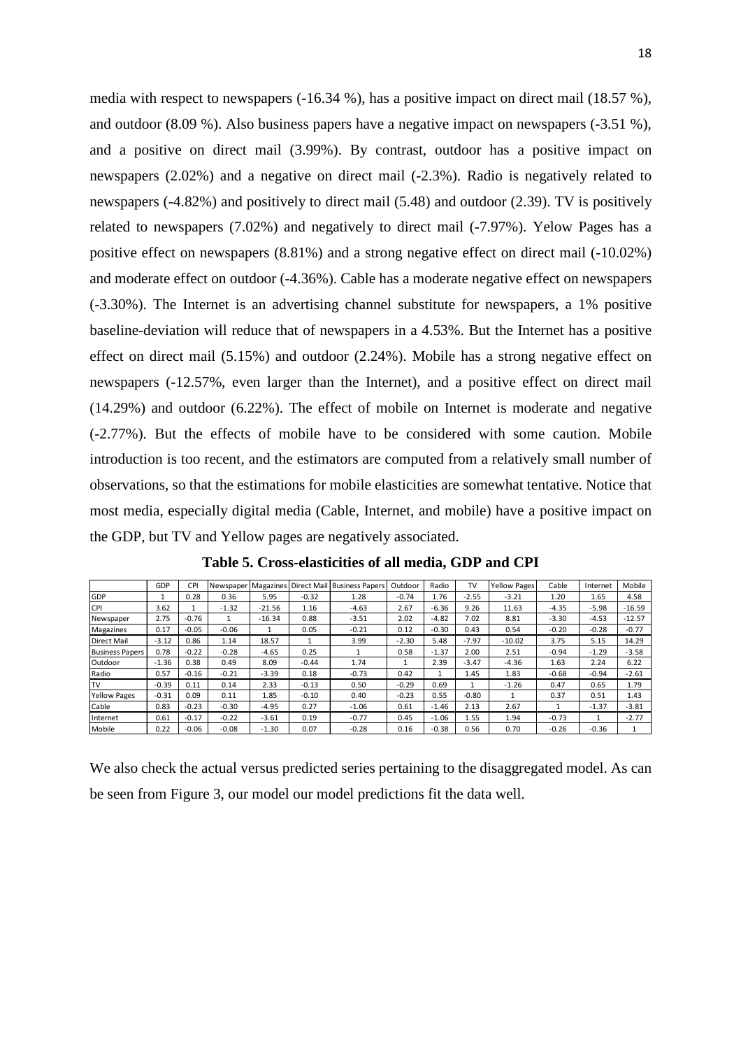media with respect to newspapers (-16.34 %), has a positive impact on direct mail (18.57 %), and outdoor (8.09 %). Also business papers have a negative impact on newspapers (-3.51 %), and a positive on direct mail (3.99%). By contrast, outdoor has a positive impact on newspapers (2.02%) and a negative on direct mail (-2.3%). Radio is negatively related to newspapers (-4.82%) and positively to direct mail (5.48) and outdoor (2.39). TV is positively related to newspapers (7.02%) and negatively to direct mail (-7.97%). Yelow Pages has a positive effect on newspapers (8.81%) and a strong negative effect on direct mail (-10.02%) and moderate effect on outdoor (-4.36%). Cable has a moderate negative effect on newspapers (-3.30%). The Internet is an advertising channel substitute for newspapers, a 1% positive baseline-deviation will reduce that of newspapers in a 4.53%. But the Internet has a positive effect on direct mail (5.15%) and outdoor (2.24%). Mobile has a strong negative effect on newspapers (-12.57%, even larger than the Internet), and a positive effect on direct mail (14.29%) and outdoor (6.22%). The effect of mobile on Internet is moderate and negative (-2.77%). But the effects of mobile have to be considered with some caution. Mobile introduction is too recent, and the estimators are computed from a relatively small number of observations, so that the estimations for mobile elasticities are somewhat tentative. Notice that most media, especially digital media (Cable, Internet, and mobile) have a positive impact on the GDP, but TV and Yellow pages are negatively associated.

**Table 5. Cross-elasticities of all media, GDP and CPI**

| | GDP | CPI | Newspaper | Magazines | Direct Mail | Business Papers | Outdoor | Radio | TV | Yellow Pages | Cable | Internet | Mobile |
|---|---|---|---|---|---|---|---|---|---|---|---|---|---|
| GDP | 1 | 0.28 | 0.36 | 5.95 | -0.32 | 1.28 | -0.74 | 1.76 | -2.55 | -3.21 | 1.20 | 1.65 | 4.58 |
| CPI | 3.62 | 1 | -1.32 | -21.56 | 1.16 | -4.63 | 2.67 | -6.36 | 9.26 | 11.63 | -4.35 | -5.98 | -16.59 |
| Newspaper | 2.75 | -0.76 | 1 | -16.34 | 0.88 | -3.51 | 2.02 | -4.82 | 7.02 | 8.81 | -3.30 | -4.53 | -12.57 |
| Magazines | 0.17 | -0.05 | -0.06 | 1 | 0.05 | -0.21 | 0.12 | -0.30 | 0.43 | 0.54 | -0.20 | -0.28 | -0.77 |
| Direct Mail | -3.12 | 0.86 | 1.14 | 18.57 | 1 | 3.99 | -2.30 | 5.48 | -7.97 | -10.02 | 3.75 | 5.15 | 14.29 |
| Business Papers | 0.78 | -0.22 | -0.28 | -4.65 | 0.25 | 1 | 0.58 | -1.37 | 2.00 | 2.51 | -0.94 | -1.29 | -3.58 |
| Outdoor | -1.36 | 0.38 | 0.49 | 8.09 | -0.44 | 1.74 | 1 | 2.39 | -3.47 | -4.36 | 1.63 | 2.24 | 6.22 |
| Radio | 0.57 | -0.16 | -0.21 | -3.39 | 0.18 | -0.73 | 0.42 | 1 | 1.45 | 1.83 | -0.68 | -0.94 | -2.61 |
| TV | -0.39 | 0.11 | 0.14 | 2.33 | -0.13 | 0.50 | -0.29 | 0.69 | 1 | -1.26 | 0.47 | 0.65 | 1.79 |
| Yellow Pages | -0.31 | 0.09 | 0.11 | 1.85 | -0.10 | 0.40 | -0.23 | 0.55 | -0.80 | 1 | 0.37 | 0.51 | 1.43 |
| Cable | 0.83 | -0.23 | -0.30 | -4.95 | 0.27 | -1.06 | 0.61 | -1.46 | 2.13 | 2.67 | 1 | -1.37 | -3.81 |
| Internet | 0.61 | -0.17 | -0.22 | -3.61 | 0.19 | -0.77 | 0.45 | -1.06 | 1.55 | 1.94 | -0.73 | 1 | -2.77 |
| Mobile | 0.22 | -0.06 | -0.08 | -1.30 | 0.07 | -0.28 | 0.16 | -0.38 | 0.56 | 0.70 | -0.26 | -0.36 | 1 |

We also check the actual versus predicted series pertaining to the disaggregated model. As can be seen from Figure 3, our model our model predictions fit the data well.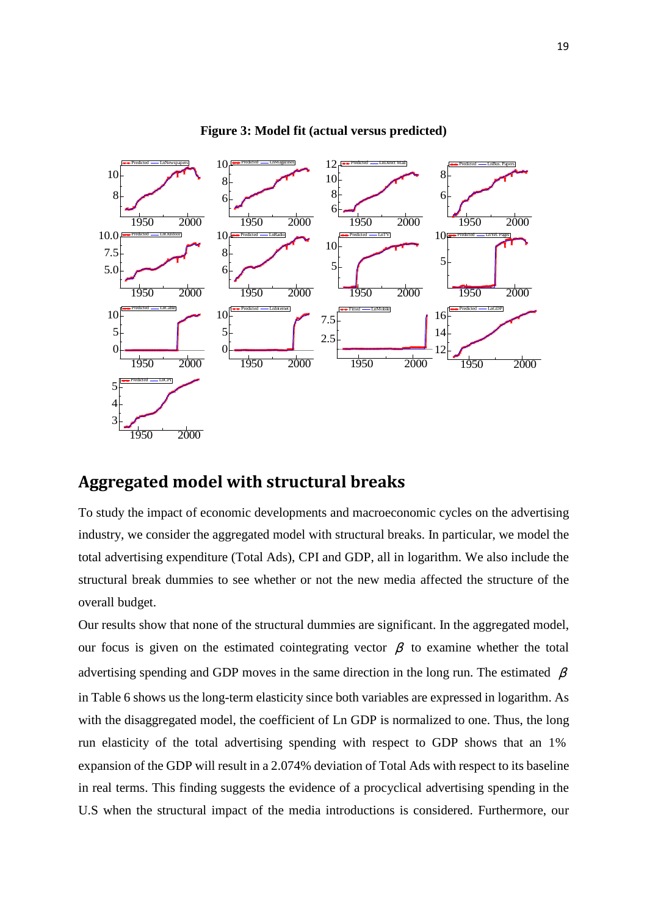**Figure 3: Model fit (actual versus predicted)**

Predicted — LnNewspapers
10
8
1950 2000

Predicted — LnMagazines
10
8
6
1950 2000

Predicted — LnDirect Mail
12
10
8
6
1950 2000

Predicted — LnBus. Papers
8
6
1950 2000

Predicted — LnOutdoor
10.0
7.5
5.0
1950 2000

Predicted — LnRadio
10
8
6
1950 2000

Predicted — LnTV
10
5
1950 2000

Predicted — LnYel. Pages
10
5
1950 2000

Predicted — LnCable
10
5
0
1950 2000

Predicted — LnInternet
10
5
0
1950 2000

Fitted — LnMobile
7.5
2.5
1950 2000

Predicted — LnGDP
16
14
12
1950 2000

Predicted — LnCPI
5
4
3
1950 2000

## Aggregated model with structural breaks

To study the impact of economic developments and macroeconomic cycles on the advertising industry, we consider the aggregated model with structural breaks. In particular, we model the total advertising expenditure (Total Ads), CPI and GDP, all in logarithm. We also include the structural break dummies to see whether or not the new media affected the structure of the overall budget.

Our results show that none of the structural dummies are significant. In the aggregated model, our focus is given on the estimated cointegrating vector $\beta$ to examine whether the total advertising spending and GDP moves in the same direction in the long run. The estimated $\beta$ in Table 6 shows us the long-term elasticity since both variables are expressed in logarithm. As with the disaggregated model, the coefficient of Ln GDP is normalized to one. Thus, the long run elasticity of the total advertising spending with respect to GDP shows that an 1% expansion of the GDP will result in a 2.074% deviation of Total Ads with respect to its baseline in real terms. This finding suggests the evidence of a procyclical advertising spending in the U.S when the structural impact of the media introductions is considered. Furthermore, our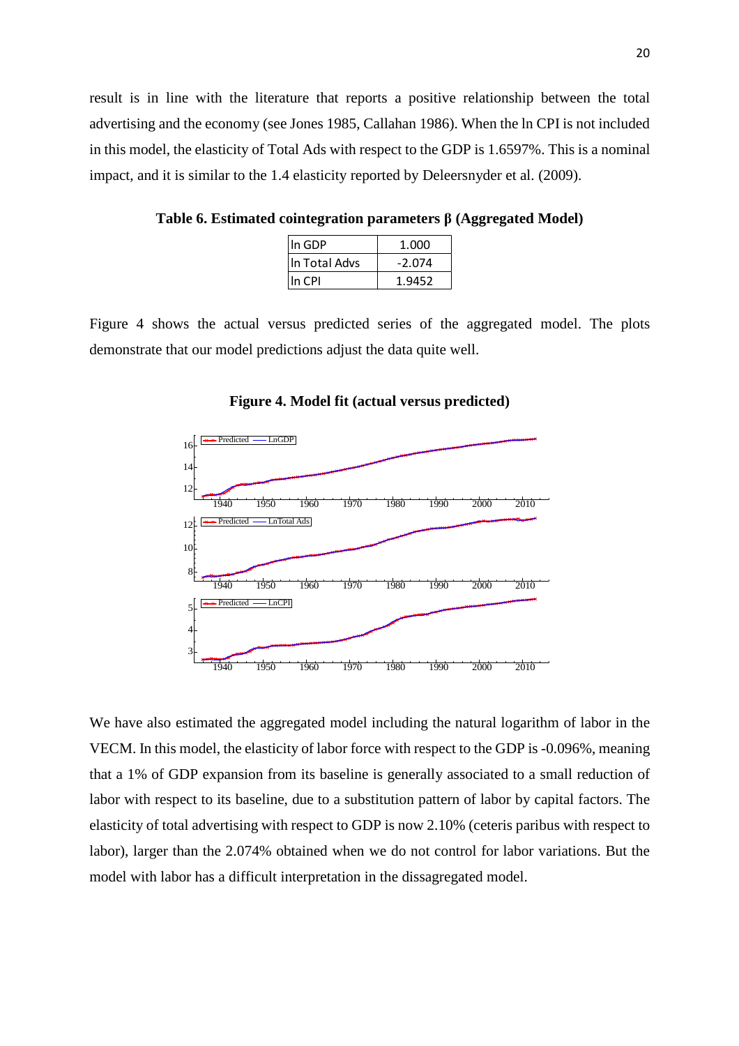result is in line with the literature that reports a positive relationship between the total advertising and the economy (see Jones 1985, Callahan 1986). When the ln CPI is not included in this model, the elasticity of Total Ads with respect to the GDP is 1.6597%. This is a nominal impact, and it is similar to the 1.4 elasticity reported by Deleersnyder et al. (2009).

**Table 6. Estimated cointegration parameters β (Aggregated Model)**

| | |
|---|---|
| ln GDP | 1.000 |
| ln Total Advs | -2.074 |
| ln CPI | 1.9452 |

Figure 4 shows the actual versus predicted series of the aggregated model. The plots demonstrate that our model predictions adjust the data quite well.

**Figure 4. Model fit (actual versus predicted)**

We have also estimated the aggregated model including the natural logarithm of labor in the VECM. In this model, the elasticity of labor force with respect to the GDP is -0.096%, meaning that a 1% of GDP expansion from its baseline is generally associated to a small reduction of labor with respect to its baseline, due to a substitution pattern of labor by capital factors. The elasticity of total advertising with respect to GDP is now 2.10% (ceteris paribus with respect to labor), larger than the 2.074% obtained when we do not control for labor variations. But the model with labor has a difficult interpretation in the dissagregated model.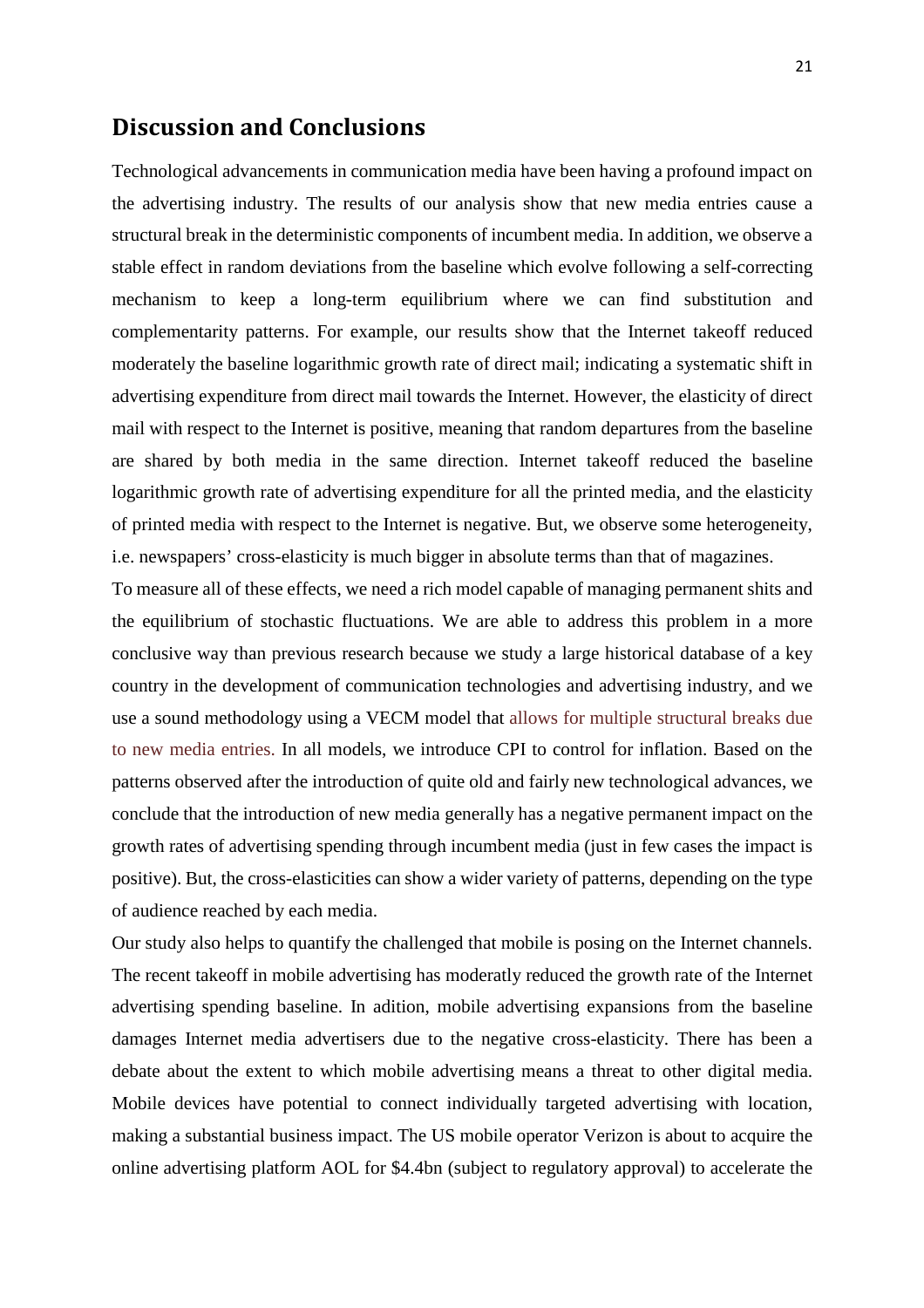## Discussion and Conclusions

Technological advancements in communication media have been having a profound impact on the advertising industry. The results of our analysis show that new media entries cause a structural break in the deterministic components of incumbent media. In addition, we observe a stable effect in random deviations from the baseline which evolve following a self-correcting mechanism to keep a long-term equilibrium where we can find substitution and complementarity patterns. For example, our results show that the Internet takeoff reduced moderately the baseline logarithmic growth rate of direct mail; indicating a systematic shift in advertising expenditure from direct mail towards the Internet. However, the elasticity of direct mail with respect to the Internet is positive, meaning that random departures from the baseline are shared by both media in the same direction. Internet takeoff reduced the baseline logarithmic growth rate of advertising expenditure for all the printed media, and the elasticity of printed media with respect to the Internet is negative. But, we observe some heterogeneity, i.e. newspapers' cross-elasticity is much bigger in absolute terms than that of magazines.

To measure all of these effects, we need a rich model capable of managing permanent shits and the equilibrium of stochastic fluctuations. We are able to address this problem in a more conclusive way than previous research because we study a large historical database of a key country in the development of communication technologies and advertising industry, and we use a sound methodology using a VECM model that allows for multiple structural breaks due to new media entries. In all models, we introduce CPI to control for inflation. Based on the patterns observed after the introduction of quite old and fairly new technological advances, we conclude that the introduction of new media generally has a negative permanent impact on the growth rates of advertising spending through incumbent media (just in few cases the impact is positive). But, the cross-elasticities can show a wider variety of patterns, depending on the type of audience reached by each media.

Our study also helps to quantify the challenged that mobile is posing on the Internet channels. The recent takeoff in mobile advertising has moderatly reduced the growth rate of the Internet advertising spending baseline. In adition, mobile advertising expansions from the baseline damages Internet media advertisers due to the negative cross-elasticity. There has been a debate about the extent to which mobile advertising means a threat to other digital media. Mobile devices have potential to connect individually targeted advertising with location, making a substantial business impact. The US mobile operator Verizon is about to acquire the online advertising platform AOL for $4.4bn (subject to regulatory approval) to accelerate the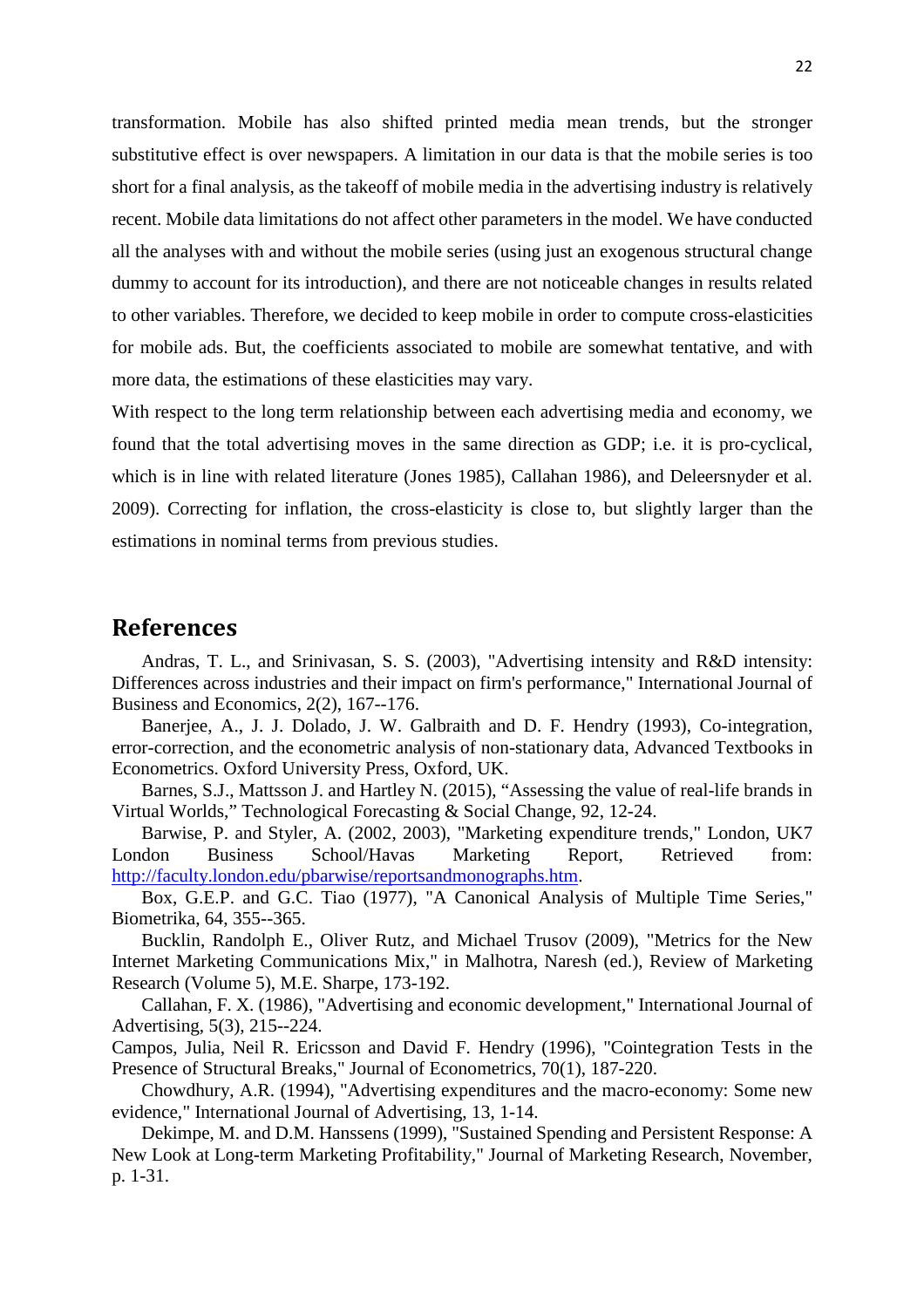transformation. Mobile has also shifted printed media mean trends, but the stronger substitutive effect is over newspapers. A limitation in our data is that the mobile series is too short for a final analysis, as the takeoff of mobile media in the advertising industry is relatively recent. Mobile data limitations do not affect other parameters in the model. We have conducted all the analyses with and without the mobile series (using just an exogenous structural change dummy to account for its introduction), and there are not noticeable changes in results related to other variables. Therefore, we decided to keep mobile in order to compute cross-elasticities for mobile ads. But, the coefficients associated to mobile are somewhat tentative, and with more data, the estimations of these elasticities may vary.

With respect to the long term relationship between each advertising media and economy, we found that the total advertising moves in the same direction as GDP; i.e. it is pro-cyclical, which is in line with related literature (Jones 1985), Callahan 1986), and Deleersnyder et al. 2009). Correcting for inflation, the cross-elasticity is close to, but slightly larger than the estimations in nominal terms from previous studies.

# References

Andras, T. L., and Srinivasan, S. S. (2003), "Advertising intensity and R&D intensity: Differences across industries and their impact on firm's performance," International Journal of Business and Economics, 2(2), 167--176.

Banerjee, A., J. J. Dolado, J. W. Galbraith and D. F. Hendry (1993), Co-integration, error-correction, and the econometric analysis of non-stationary data, Advanced Textbooks in Econometrics. Oxford University Press, Oxford, UK.

Barnes, S.J., Mattsson J. and Hartley N. (2015), "Assessing the value of real-life brands in Virtual Worlds," Technological Forecasting & Social Change, 92, 12-24.

Barwise, P. and Styler, A. (2002, 2003), "Marketing expenditure trends," London, UK7 London Business School/Havas Marketing Report, Retrieved from: http://faculty.london.edu/pbarwise/reportsandmonographs.htm.

Box, G.E.P. and G.C. Tiao (1977), "A Canonical Analysis of Multiple Time Series," Biometrika, 64, 355--365.

Bucklin, Randolph E., Oliver Rutz, and Michael Trusov (2009), "Metrics for the New Internet Marketing Communications Mix," in Malhotra, Naresh (ed.), Review of Marketing Research (Volume 5), M.E. Sharpe, 173-192.

Callahan, F. X. (1986), "Advertising and economic development," International Journal of Advertising, 5(3), 215--224.

Campos, Julia, Neil R. Ericsson and David F. Hendry (1996), "Cointegration Tests in the Presence of Structural Breaks," Journal of Econometrics, 70(1), 187-220.

Chowdhury, A.R. (1994), "Advertising expenditures and the macro-economy: Some new evidence," International Journal of Advertising, 13, 1-14.

Dekimpe, M. and D.M. Hanssens (1999), "Sustained Spending and Persistent Response: A New Look at Long-term Marketing Profitability," Journal of Marketing Research, November, p. 1-31.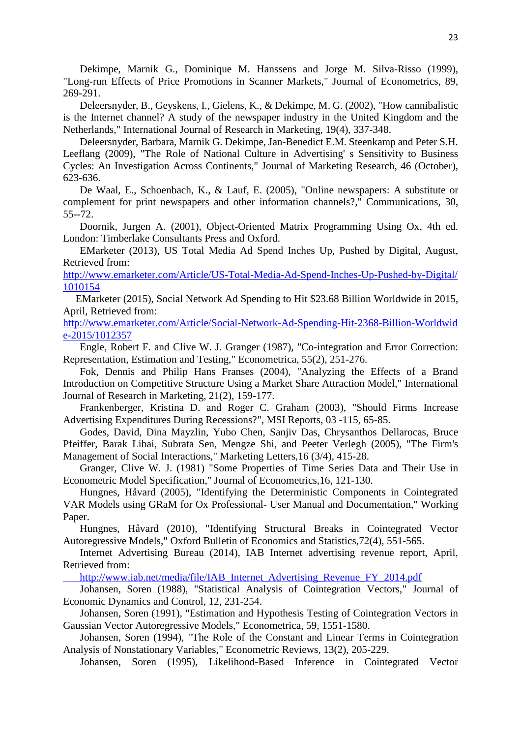Dekimpe, Marnik G., Dominique M. Hanssens and Jorge M. Silva-Risso (1999), "Long-run Effects of Price Promotions in Scanner Markets," Journal of Econometrics, 89, 269-291.

Deleersnyder, B., Geyskens, I., Gielens, K., & Dekimpe, M. G. (2002), "How cannibalistic is the Internet channel? A study of the newspaper industry in the United Kingdom and the Netherlands," International Journal of Research in Marketing, 19(4), 337-348.

Deleersnyder, Barbara, Marnik G. Dekimpe, Jan-Benedict E.M. Steenkamp and Peter S.H. Leeflang (2009), "The Role of National Culture in Advertising' s Sensitivity to Business Cycles: An Investigation Across Continents," Journal of Marketing Research, 46 (October), 623-636.

De Waal, E., Schoenbach, K., & Lauf, E. (2005), "Online newspapers: A substitute or complement for print newspapers and other information channels?," Communications, 30, 55--72.

Doornik, Jurgen A. (2001), Object-Oriented Matrix Programming Using Ox, 4th ed. London: Timberlake Consultants Press and Oxford.

EMarketer (2013), US Total Media Ad Spend Inches Up, Pushed by Digital, August, Retrieved from: http://www.emarketer.com/Article/US-Total-Media-Ad-Spend-Inches-Up-Pushed-by-Digital/1010154

EMarketer (2015), Social Network Ad Spending to Hit $23.68 Billion Worldwide in 2015, April, Retrieved from: http://www.emarketer.com/Article/Social-Network-Ad-Spending-Hit-2368-Billion-Worldwide-2015/1012357

Engle, Robert F. and Clive W. J. Granger (1987), "Co-integration and Error Correction: Representation, Estimation and Testing," Econometrica, 55(2), 251-276.

Fok, Dennis and Philip Hans Franses (2004), "Analyzing the Effects of a Brand Introduction on Competitive Structure Using a Market Share Attraction Model," International Journal of Research in Marketing, 21(2), 159-177.

Frankenberger, Kristina D. and Roger C. Graham (2003), "Should Firms Increase Advertising Expenditures During Recessions?", MSI Reports, 03 -115, 65-85.

Godes, David, Dina Mayzlin, Yubo Chen, Sanjiv Das, Chrysanthos Dellarocas, Bruce Pfeiffer, Barak Libai, Subrata Sen, Mengze Shi, and Peeter Verlegh (2005), "The Firm's Management of Social Interactions," Marketing Letters,16 (3/4), 415-28.

Granger, Clive W. J. (1981) "Some Properties of Time Series Data and Their Use in Econometric Model Specification," Journal of Econometrics,16, 121-130.

Hungnes, Håvard (2005), "Identifying the Deterministic Components in Cointegrated VAR Models using GRaM for Ox Professional- User Manual and Documentation," Working Paper.

Hungnes, Håvard (2010), "Identifying Structural Breaks in Cointegrated Vector Autoregressive Models," Oxford Bulletin of Economics and Statistics,72(4), 551-565.

Internet Advertising Bureau (2014), IAB Internet advertising revenue report, April, Retrieved from: http://www.iab.net/media/file/IAB_Internet_Advertising_Revenue_FY_2014.pdf

Johansen, Soren (1988), "Statistical Analysis of Cointegration Vectors," Journal of Economic Dynamics and Control, 12, 231-254.

Johansen, Soren (1991), "Estimation and Hypothesis Testing of Cointegration Vectors in Gaussian Vector Autoregressive Models," Econometrica, 59, 1551-1580.

Johansen, Soren (1994), "The Role of the Constant and Linear Terms in Cointegration Analysis of Nonstationary Variables," Econometric Reviews, 13(2), 205-229.

Johansen, Soren (1995), Likelihood-Based Inference in Cointegrated Vector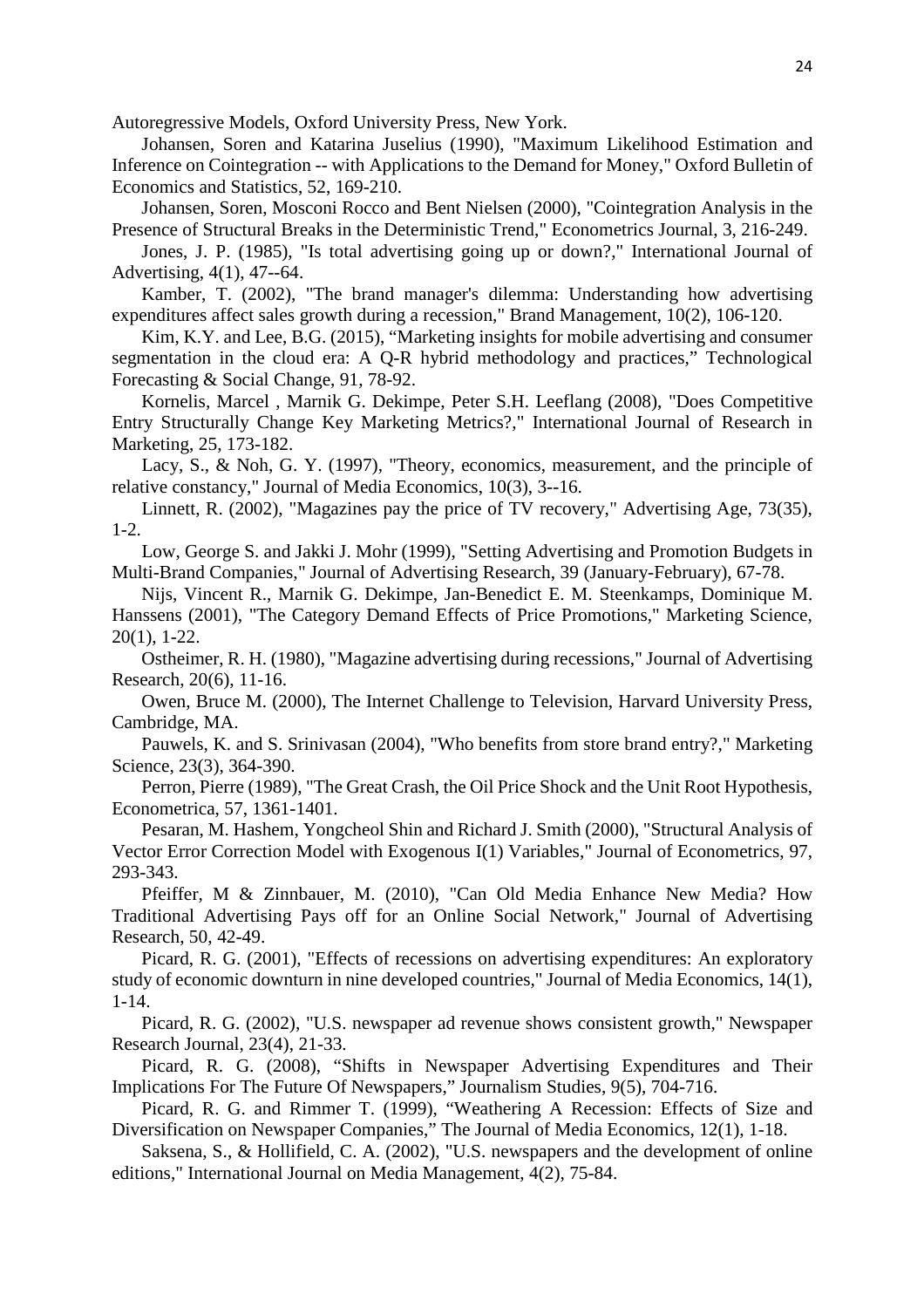Autoregressive Models, Oxford University Press, New York.

Johansen, Soren and Katarina Juselius (1990), "Maximum Likelihood Estimation and Inference on Cointegration -- with Applications to the Demand for Money," Oxford Bulletin of Economics and Statistics, 52, 169-210.

Johansen, Soren, Mosconi Rocco and Bent Nielsen (2000), "Cointegration Analysis in the Presence of Structural Breaks in the Deterministic Trend," Econometrics Journal, 3, 216-249.

Jones, J. P. (1985), "Is total advertising going up or down?," International Journal of Advertising, 4(1), 47--64.

Kamber, T. (2002), "The brand manager's dilemma: Understanding how advertising expenditures affect sales growth during a recession," Brand Management, 10(2), 106-120.

Kim, K.Y. and Lee, B.G. (2015), "Marketing insights for mobile advertising and consumer segmentation in the cloud era: A Q-R hybrid methodology and practices," Technological Forecasting & Social Change, 91, 78-92.

Kornelis, Marcel , Marnik G. Dekimpe, Peter S.H. Leeflang (2008), "Does Competitive Entry Structurally Change Key Marketing Metrics?," International Journal of Research in Marketing, 25, 173-182.

Lacy, S., & Noh, G. Y. (1997), "Theory, economics, measurement, and the principle of relative constancy," Journal of Media Economics, 10(3), 3--16.

Linnett, R. (2002), "Magazines pay the price of TV recovery," Advertising Age, 73(35), 1-2.

Low, George S. and Jakki J. Mohr (1999), "Setting Advertising and Promotion Budgets in Multi-Brand Companies," Journal of Advertising Research, 39 (January-February), 67-78.

Nijs, Vincent R., Marnik G. Dekimpe, Jan-Benedict E. M. Steenkamps, Dominique M. Hanssens (2001), "The Category Demand Effects of Price Promotions," Marketing Science, 20(1), 1-22.

Ostheimer, R. H. (1980), "Magazine advertising during recessions," Journal of Advertising Research, 20(6), 11-16.

Owen, Bruce M. (2000), The Internet Challenge to Television, Harvard University Press, Cambridge, MA.

Pauwels, K. and S. Srinivasan (2004), "Who benefits from store brand entry?," Marketing Science, 23(3), 364-390.

Perron, Pierre (1989), "The Great Crash, the Oil Price Shock and the Unit Root Hypothesis, Econometrica, 57, 1361-1401.

Pesaran, M. Hashem, Yongcheol Shin and Richard J. Smith (2000), "Structural Analysis of Vector Error Correction Model with Exogenous I(1) Variables," Journal of Econometrics, 97, 293-343.

Pfeiffer, M & Zinnbauer, M. (2010), "Can Old Media Enhance New Media? How Traditional Advertising Pays off for an Online Social Network," Journal of Advertising Research, 50, 42-49.

Picard, R. G. (2001), "Effects of recessions on advertising expenditures: An exploratory study of economic downturn in nine developed countries," Journal of Media Economics, 14(1), 1-14.

Picard, R. G. (2002), "U.S. newspaper ad revenue shows consistent growth," Newspaper Research Journal, 23(4), 21-33.

Picard, R. G. (2008), "Shifts in Newspaper Advertising Expenditures and Their Implications For The Future Of Newspapers," Journalism Studies, 9(5), 704-716.

Picard, R. G. and Rimmer T. (1999), "Weathering A Recession: Effects of Size and Diversification on Newspaper Companies," The Journal of Media Economics, 12(1), 1-18.

Saksena, S., & Hollifield, C. A. (2002), "U.S. newspapers and the development of online editions," International Journal on Media Management, 4(2), 75-84.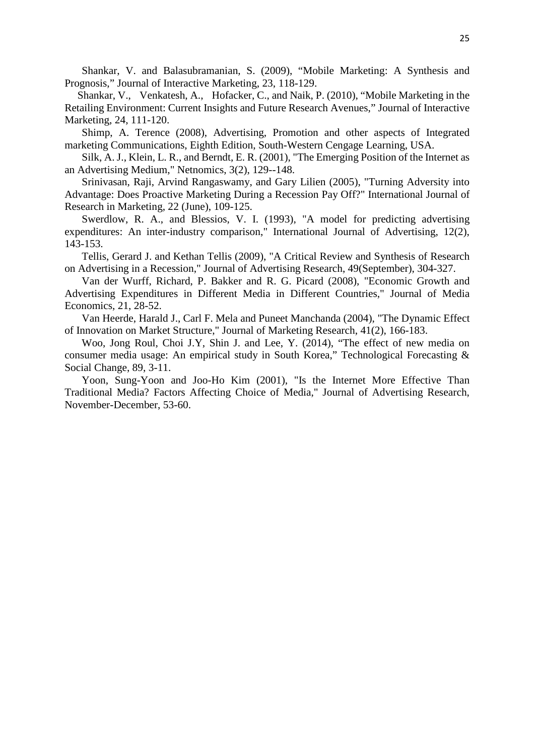Shankar, V. and Balasubramanian, S. (2009), “Mobile Marketing: A Synthesis and Prognosis,” Journal of Interactive Marketing, 23, 118-129.

Shankar, V., Venkatesh, A., Hofacker, C., and Naik, P. (2010), “Mobile Marketing in the Retailing Environment: Current Insights and Future Research Avenues,” Journal of Interactive Marketing, 24, 111-120.

Shimp, A. Terence (2008), Advertising, Promotion and other aspects of Integrated marketing Communications, Eighth Edition, South-Western Cengage Learning, USA.

Silk, A. J., Klein, L. R., and Berndt, E. R. (2001), "The Emerging Position of the Internet as an Advertising Medium," Netnomics, 3(2), 129--148.

Srinivasan, Raji, Arvind Rangaswamy, and Gary Lilien (2005), "Turning Adversity into Advantage: Does Proactive Marketing During a Recession Pay Off?" International Journal of Research in Marketing, 22 (June), 109-125.

Swerdlow, R. A., and Blessios, V. I. (1993), "A model for predicting advertising expenditures: An inter-industry comparison," International Journal of Advertising, 12(2), 143-153.

Tellis, Gerard J. and Kethan Tellis (2009), "A Critical Review and Synthesis of Research on Advertising in a Recession," Journal of Advertising Research, 49(September), 304-327.

Van der Wurff, Richard, P. Bakker and R. G. Picard (2008), "Economic Growth and Advertising Expenditures in Different Media in Different Countries," Journal of Media Economics, 21, 28-52.

Van Heerde, Harald J., Carl F. Mela and Puneet Manchanda (2004), "The Dynamic Effect of Innovation on Market Structure," Journal of Marketing Research, 41(2), 166-183.

Woo, Jong Roul, Choi J.Y, Shin J. and Lee, Y. (2014), “The effect of new media on consumer media usage: An empirical study in South Korea,” Technological Forecasting & Social Change, 89, 3-11.

Yoon, Sung-Yoon and Joo-Ho Kim (2001), "Is the Internet More Effective Than Traditional Media? Factors Affecting Choice of Media," Journal of Advertising Research, November-December, 53-60.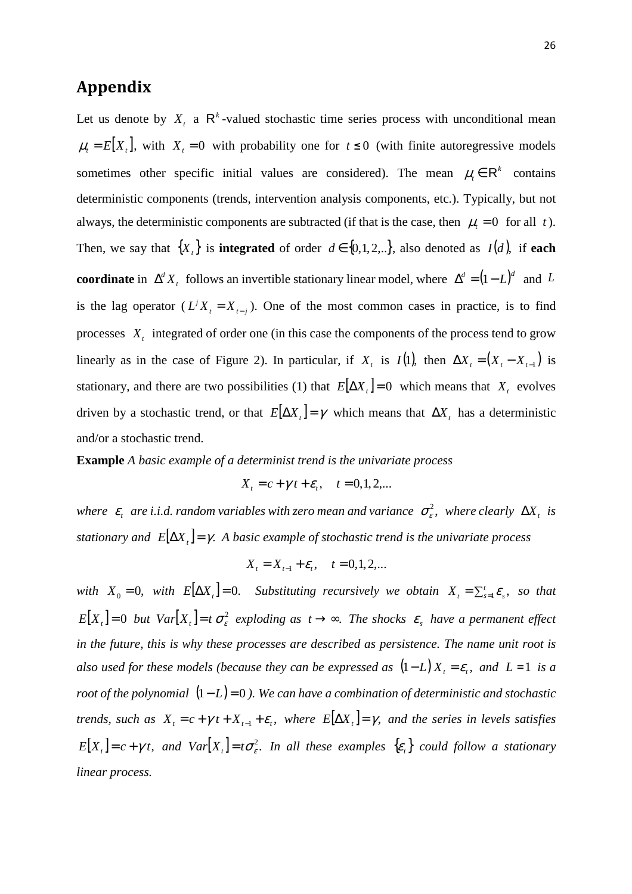## Appendix

Let us denote by $X_t$ a $\mathrm{R}^k$-valued stochastic time series process with unconditional mean $\mu_t = E[X_t]$, with $X_t = 0$ with probability one for $t \leq 0$ (with finite autoregressive models sometimes other specific initial values are considered). The mean $\mu_t \in \mathrm{R}^k$ contains deterministic components (trends, intervention analysis components, etc.). Typically, but not always, the deterministic components are subtracted (if that is the case, then $\mu_t = 0$ for all $t$). Then, we say that $\{X_t\}$ is **integrated** of order $d \in \{0,1,2,..\}$, also denoted as $I(d)$, if **each coordinate** in $\Delta^d X_t$ follows an invertible stationary linear model, where $\Delta^d = (1-L)^d$ and $L$ is the lag operator ($L^j X_t = X_{t-j}$). One of the most common cases in practice, is to find processes $X_t$ integrated of order one (in this case the components of the process tend to grow linearly as in the case of Figure 2). In particular, if $X_t$ is $I(1)$, then $\Delta X_t = (X_t - X_{t-1})$ is stationary, and there are two possibilities (1) that $E[\Delta X_t] = 0$ which means that $X_t$ evolves driven by a stochastic trend, or that $E[\Delta X_t] = \gamma$ which means that $\Delta X_t$ has a deterministic and/or a stochastic trend.

**Example** *A basic example of a determinist trend is the univariate process*

$$X_t = c + \gamma t + \varepsilon_t, \quad t = 0,1,2,...$$

*where $\varepsilon_t$ are i.i.d. random variables with zero mean and variance $\sigma_\varepsilon^2$, where clearly $\Delta X_t$ is stationary and $E[\Delta X_t] = \gamma$. A basic example of stochastic trend is the univariate process*

$$X_t = X_{t-1} + \varepsilon_t, \quad t = 0,1,2,...$$

*with $X_0 = 0$, with $E[\Delta X_t] = 0$. Substituting recursively we obtain $X_t = \sum_{s=1}^{t} \varepsilon_s$, so that $E[X_t] = 0$ but $Var[X_t] = t\,\sigma_\varepsilon^2$ exploding as $t \to \infty$. The shocks $\varepsilon_s$ have a permanent effect in the future, this is why these processes are described as persistence. The name unit root is also used for these models (because they can be expressed as $(1-L)\,X_t = \varepsilon_t$, and $L = 1$ is a root of the polynomial $(1-L) = 0$ ). We can have a combination of deterministic and stochastic trends, such as $X_t = c + \gamma t + X_{t-1} + \varepsilon_t$, where $E[\Delta X_t] = \gamma$, and the series in levels satisfies $E[X_t] = c + \gamma t$, and $Var[X_t] = t\sigma_\varepsilon^2$. In all these examples $\{\varepsilon_t\}$ could follow a stationary linear process.*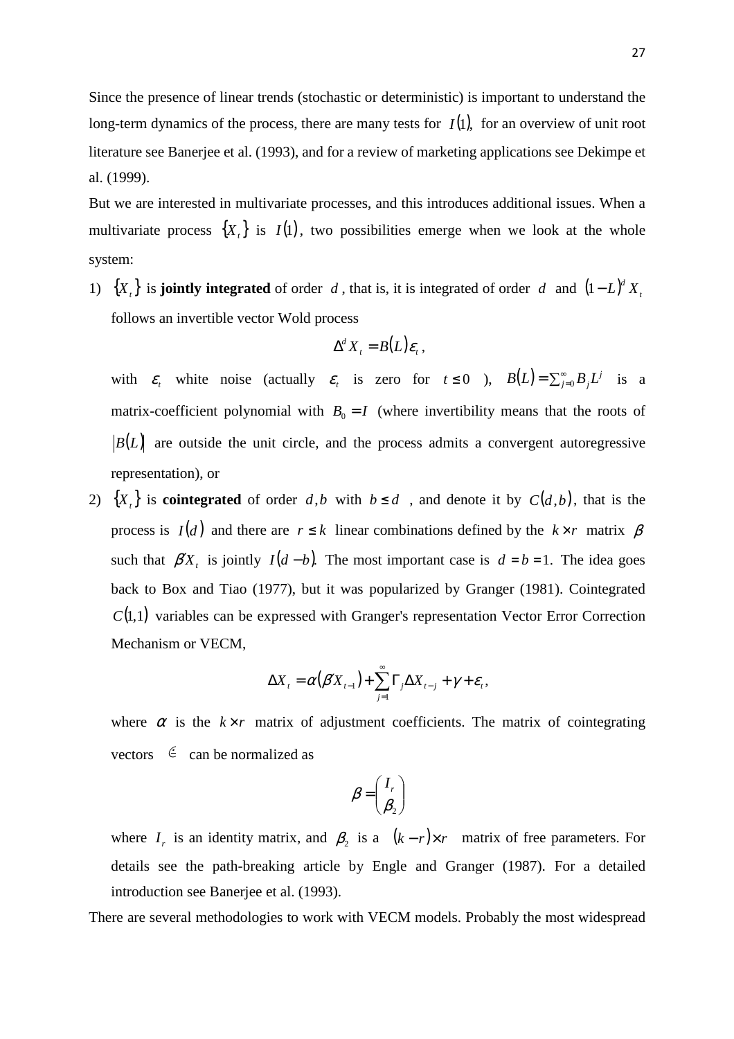Since the presence of linear trends (stochastic or deterministic) is important to understand the long-term dynamics of the process, there are many tests for $I(1)$, for an overview of unit root literature see Banerjee et al. (1993), and for a review of marketing applications see Dekimpe et al. (1999).

But we are interested in multivariate processes, and this introduces additional issues. When a multivariate process $\{X_t\}$ is $I(1)$, two possibilities emerge when we look at the whole system:

1) $\{X_t\}$ is **jointly integrated** of order $d$, that is, it is integrated of order $d$ and $(1-L)^d X_t$ follows an invertible vector Wold process

$$\Delta^d X_t = B(L)\varepsilon_t ,$$

with $\varepsilon_t$ white noise (actually $\varepsilon_t$ is zero for $t \leq 0$ ), $B(L) = \sum_{j=0}^{\infty} B_j L^j$ is a matrix-coefficient polynomial with $B_0 = I$ (where invertibility means that the roots of $|B(L)|$ are outside the unit circle, and the process admits a convergent autoregressive representation), or

2) $\{X_t\}$ is **cointegrated** of order $d,b$ with $b \leq d$ , and denote it by $C(d,b)$, that is the process is $I(d)$ and there are $r \leq k$ linear combinations defined by the $k \times r$ matrix $\beta$ such that $\beta' X_t$ is jointly $I(d-b)$. The most important case is $d = b = 1$. The idea goes back to Box and Tiao (1977), but it was popularized by Granger (1981). Cointegrated $C(1,1)$ variables can be expressed with Granger's representation Vector Error Correction Mechanism or VECM,

$$\Delta X_t = \alpha(\beta' X_{t-1}) + \sum_{j=1}^{\infty} \Gamma_j \Delta X_{t-j} + \gamma + \varepsilon_t ,$$

where $\alpha$ is the $k \times r$ matrix of adjustment coefficients. The matrix of cointegrating vectors $\beta$ can be normalized as

$$\beta = \begin{pmatrix} I_r \\ \beta_2 \end{pmatrix}$$

where $I_r$ is an identity matrix, and $\beta_2$ is a $(k-r) \times r$ matrix of free parameters. For details see the path-breaking article by Engle and Granger (1987). For a detailed introduction see Banerjee et al. (1993).

There are several methodologies to work with VECM models. Probably the most widespread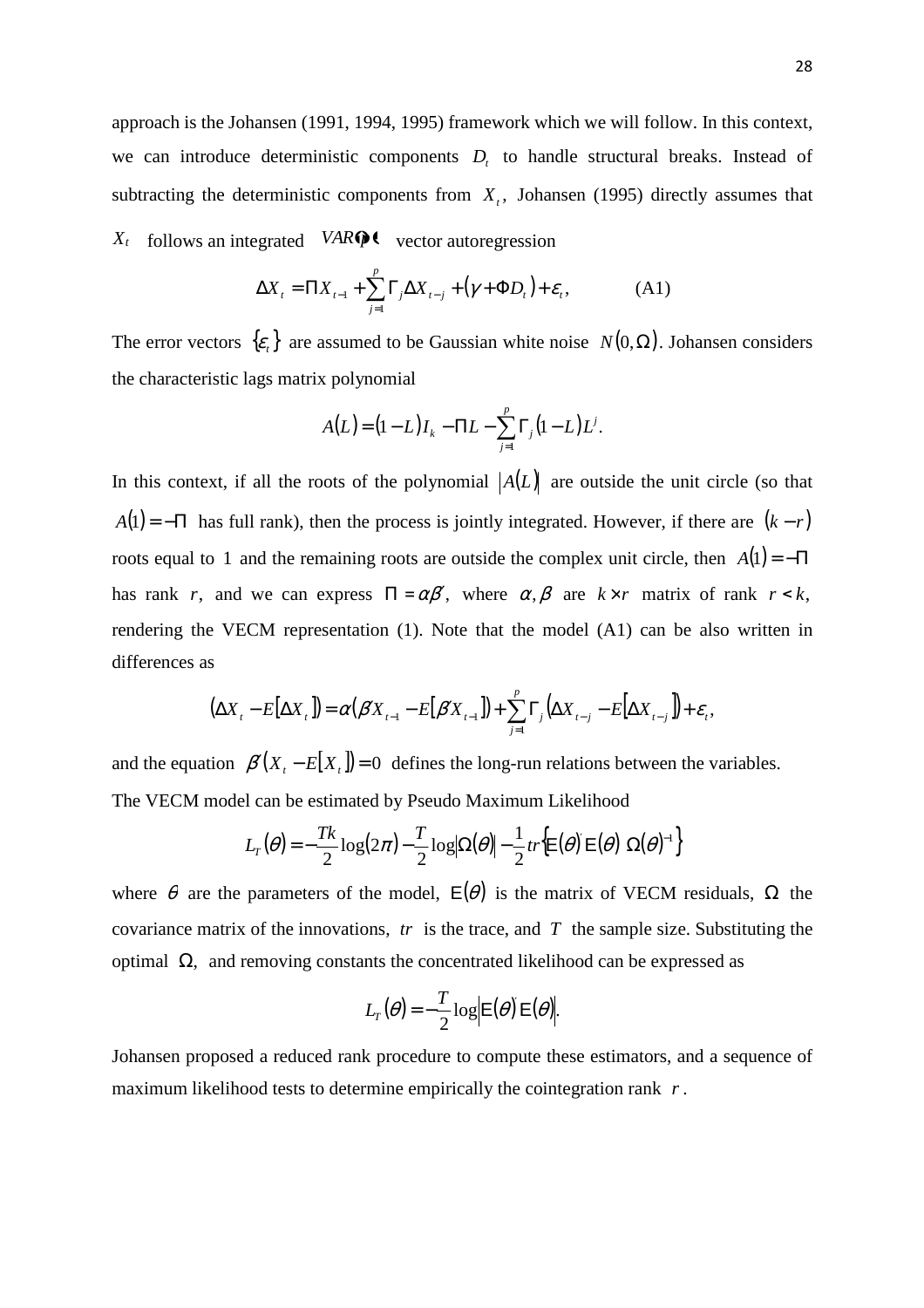approach is the Johansen (1991, 1994, 1995) framework which we will follow. In this context, we can introduce deterministic components $D_t$ to handle structural breaks. Instead of subtracting the deterministic components from $X_t$, Johansen (1995) directly assumes that $X_t$ follows an integrated $VAR(p)$ vector autoregression

$$\Delta X_t = \Pi X_{t-1} + \sum_{j=1}^{p} \Gamma_j \Delta X_{t-j} + (\gamma + \Phi D_t) + \varepsilon_t, \qquad \text{(A1)}$$

The error vectors $\{\varepsilon_t\}$ are assumed to be Gaussian white noise $N(0,\Omega)$. Johansen considers the characteristic lags matrix polynomial

$$A(L) = (1-L)I_k - \Pi L - \sum_{j=1}^{p} \Gamma_j (1-L)L^j.$$

In this context, if all the roots of the polynomial $|A(L)|$ are outside the unit circle (so that $A(1) = -\Pi$ has full rank), then the process is jointly integrated. However, if there are $(k-r)$ roots equal to 1 and the remaining roots are outside the complex unit circle, then $A(1) = -\Pi$ has rank $r$, and we can express $\Pi = \alpha\beta'$, where $\alpha, \beta$ are $k \times r$ matrix of rank $r < k$, rendering the VECM representation (1). Note that the model (A1) can be also written in differences as

$$(\Delta X_t - E[\Delta X_t]) = \alpha(\beta' X_{t-1} - E[\beta' X_{t-1}]) + \sum_{j=1}^{p} \Gamma_j (\Delta X_{t-j} - E[\Delta X_{t-j}]) + \varepsilon_t,$$

and the equation $\beta'(X_t - E[X_t]) = 0$ defines the long-run relations between the variables.

The VECM model can be estimated by Pseudo Maximum Likelihood

$$L_T(\theta) = -\frac{Tk}{2}\log(2\pi) - \frac{T}{2}\log|\Omega(\theta)| - \frac{1}{2} tr\{\mathrm{E}(\theta)' \mathrm{E}(\theta)\ \Omega(\theta)^{-1}\}$$

where $\theta$ are the parameters of the model, $\mathrm{E}(\theta)$ is the matrix of VECM residuals, $\Omega$ the covariance matrix of the innovations, $tr$ is the trace, and $T$ the sample size. Substituting the optimal $\Omega$, and removing constants the concentrated likelihood can be expressed as

$$L_T(\theta) = -\frac{T}{2}\log|\mathrm{E}(\theta)' \mathrm{E}(\theta)|.$$

Johansen proposed a reduced rank procedure to compute these estimators, and a sequence of maximum likelihood tests to determine empirically the cointegration rank $r$.